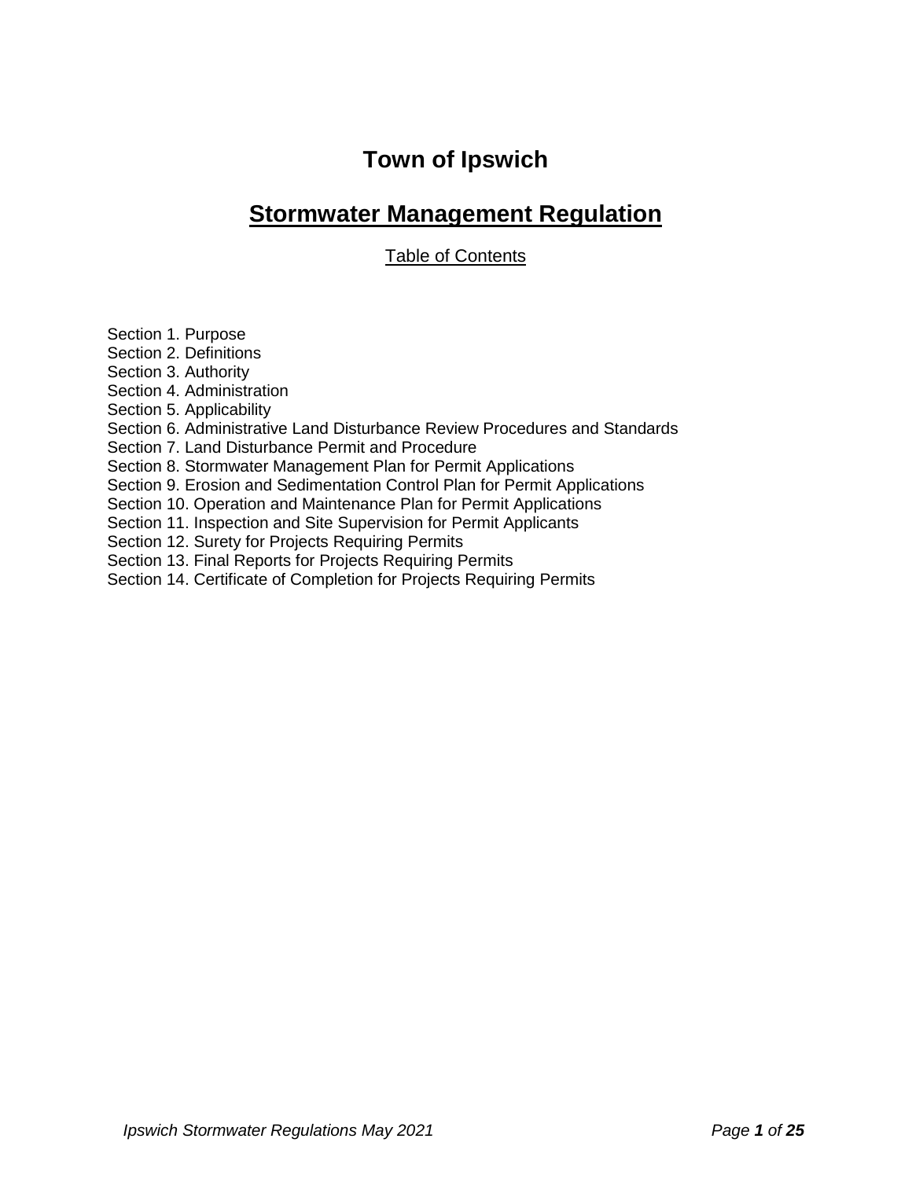# Town of Ipswich

## Stormwater Management Regulation

Table of Contents

Section 1. Purpose
Section 2. Definitions
Section 3. Authority
Section 4. Administration
Section 5. Applicability
Section 6. Administrative Land Disturbance Review Procedures and Standards
Section 7. Land Disturbance Permit and Procedure
Section 8. Stormwater Management Plan for Permit Applications
Section 9. Erosion and Sedimentation Control Plan for Permit Applications
Section 10. Operation and Maintenance Plan for Permit Applications
Section 11. Inspection and Site Supervision for Permit Applicants
Section 12. Surety for Projects Requiring Permits
Section 13. Final Reports for Projects Requiring Permits
Section 14. Certificate of Completion for Projects Requiring Permits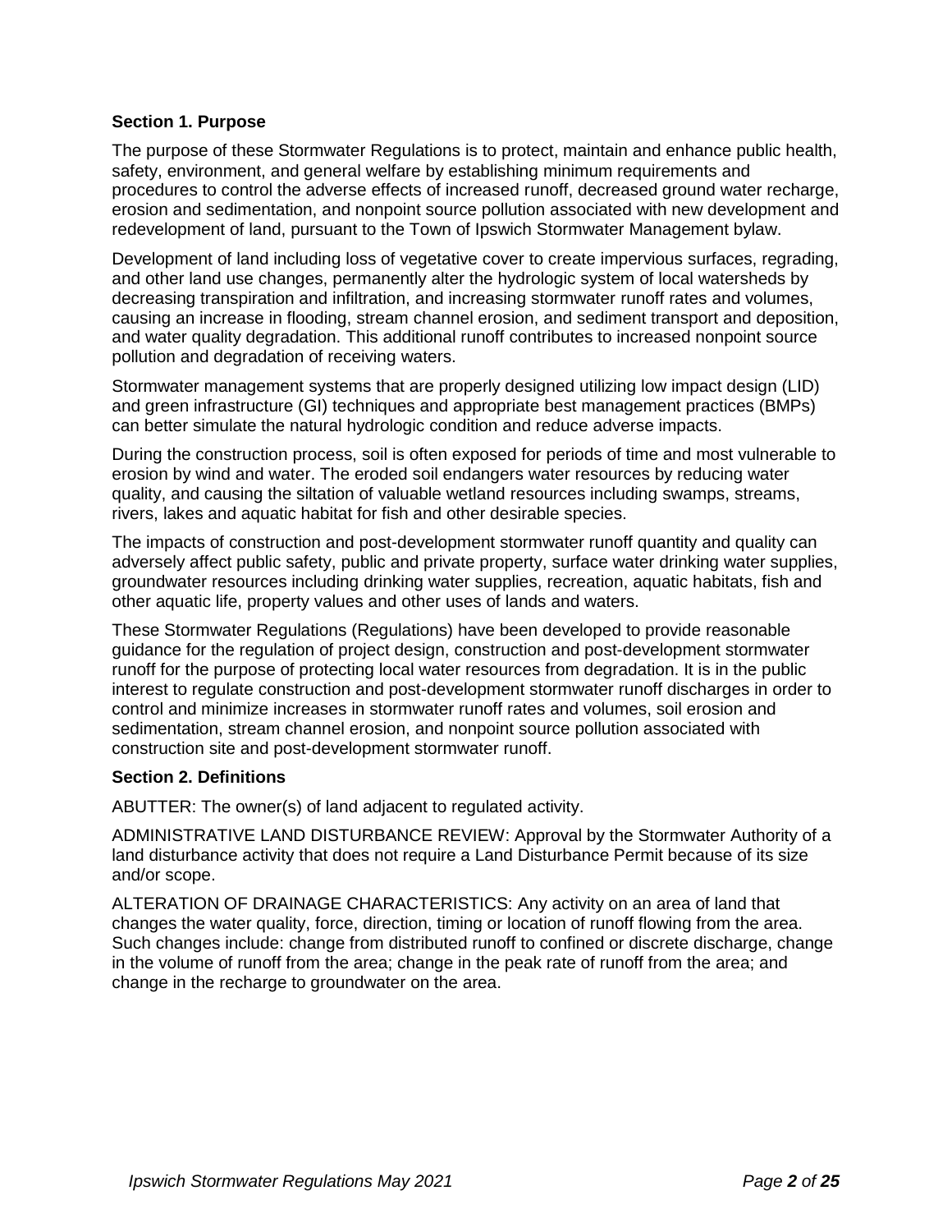## Section 1. Purpose

The purpose of these Stormwater Regulations is to protect, maintain and enhance public health, safety, environment, and general welfare by establishing minimum requirements and procedures to control the adverse effects of increased runoff, decreased ground water recharge, erosion and sedimentation, and nonpoint source pollution associated with new development and redevelopment of land, pursuant to the Town of Ipswich Stormwater Management bylaw.

Development of land including loss of vegetative cover to create impervious surfaces, regrading, and other land use changes, permanently alter the hydrologic system of local watersheds by decreasing transpiration and infiltration, and increasing stormwater runoff rates and volumes, causing an increase in flooding, stream channel erosion, and sediment transport and deposition, and water quality degradation. This additional runoff contributes to increased nonpoint source pollution and degradation of receiving waters.

Stormwater management systems that are properly designed utilizing low impact design (LID) and green infrastructure (GI) techniques and appropriate best management practices (BMPs) can better simulate the natural hydrologic condition and reduce adverse impacts.

During the construction process, soil is often exposed for periods of time and most vulnerable to erosion by wind and water. The eroded soil endangers water resources by reducing water quality, and causing the siltation of valuable wetland resources including swamps, streams, rivers, lakes and aquatic habitat for fish and other desirable species.

The impacts of construction and post-development stormwater runoff quantity and quality can adversely affect public safety, public and private property, surface water drinking water supplies, groundwater resources including drinking water supplies, recreation, aquatic habitats, fish and other aquatic life, property values and other uses of lands and waters.

These Stormwater Regulations (Regulations) have been developed to provide reasonable guidance for the regulation of project design, construction and post-development stormwater runoff for the purpose of protecting local water resources from degradation. It is in the public interest to regulate construction and post-development stormwater runoff discharges in order to control and minimize increases in stormwater runoff rates and volumes, soil erosion and sedimentation, stream channel erosion, and nonpoint source pollution associated with construction site and post-development stormwater runoff.

## Section 2. Definitions

ABUTTER: The owner(s) of land adjacent to regulated activity.

ADMINISTRATIVE LAND DISTURBANCE REVIEW: Approval by the Stormwater Authority of a land disturbance activity that does not require a Land Disturbance Permit because of its size and/or scope.

ALTERATION OF DRAINAGE CHARACTERISTICS: Any activity on an area of land that changes the water quality, force, direction, timing or location of runoff flowing from the area. Such changes include: change from distributed runoff to confined or discrete discharge, change in the volume of runoff from the area; change in the peak rate of runoff from the area; and change in the recharge to groundwater on the area.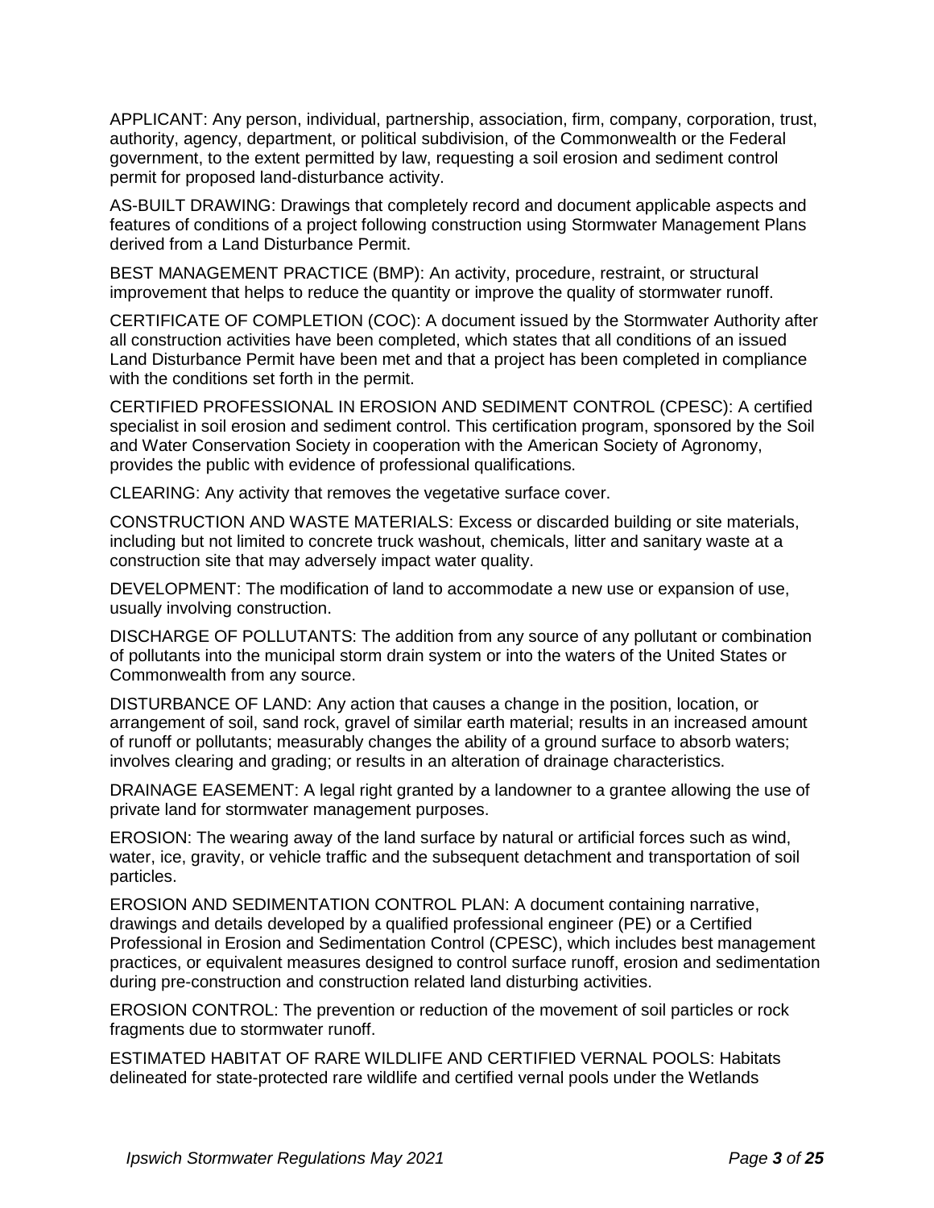APPLICANT: Any person, individual, partnership, association, firm, company, corporation, trust, authority, agency, department, or political subdivision, of the Commonwealth or the Federal government, to the extent permitted by law, requesting a soil erosion and sediment control permit for proposed land-disturbance activity.

AS-BUILT DRAWING: Drawings that completely record and document applicable aspects and features of conditions of a project following construction using Stormwater Management Plans derived from a Land Disturbance Permit.

BEST MANAGEMENT PRACTICE (BMP): An activity, procedure, restraint, or structural improvement that helps to reduce the quantity or improve the quality of stormwater runoff.

CERTIFICATE OF COMPLETION (COC): A document issued by the Stormwater Authority after all construction activities have been completed, which states that all conditions of an issued Land Disturbance Permit have been met and that a project has been completed in compliance with the conditions set forth in the permit.

CERTIFIED PROFESSIONAL IN EROSION AND SEDIMENT CONTROL (CPESC): A certified specialist in soil erosion and sediment control. This certification program, sponsored by the Soil and Water Conservation Society in cooperation with the American Society of Agronomy, provides the public with evidence of professional qualifications.

CLEARING: Any activity that removes the vegetative surface cover.

CONSTRUCTION AND WASTE MATERIALS: Excess or discarded building or site materials, including but not limited to concrete truck washout, chemicals, litter and sanitary waste at a construction site that may adversely impact water quality.

DEVELOPMENT: The modification of land to accommodate a new use or expansion of use, usually involving construction.

DISCHARGE OF POLLUTANTS: The addition from any source of any pollutant or combination of pollutants into the municipal storm drain system or into the waters of the United States or Commonwealth from any source.

DISTURBANCE OF LAND: Any action that causes a change in the position, location, or arrangement of soil, sand rock, gravel of similar earth material; results in an increased amount of runoff or pollutants; measurably changes the ability of a ground surface to absorb waters; involves clearing and grading; or results in an alteration of drainage characteristics.

DRAINAGE EASEMENT: A legal right granted by a landowner to a grantee allowing the use of private land for stormwater management purposes.

EROSION: The wearing away of the land surface by natural or artificial forces such as wind, water, ice, gravity, or vehicle traffic and the subsequent detachment and transportation of soil particles.

EROSION AND SEDIMENTATION CONTROL PLAN: A document containing narrative, drawings and details developed by a qualified professional engineer (PE) or a Certified Professional in Erosion and Sedimentation Control (CPESC), which includes best management practices, or equivalent measures designed to control surface runoff, erosion and sedimentation during pre-construction and construction related land disturbing activities.

EROSION CONTROL: The prevention or reduction of the movement of soil particles or rock fragments due to stormwater runoff.

ESTIMATED HABITAT OF RARE WILDLIFE AND CERTIFIED VERNAL POOLS: Habitats delineated for state-protected rare wildlife and certified vernal pools under the Wetlands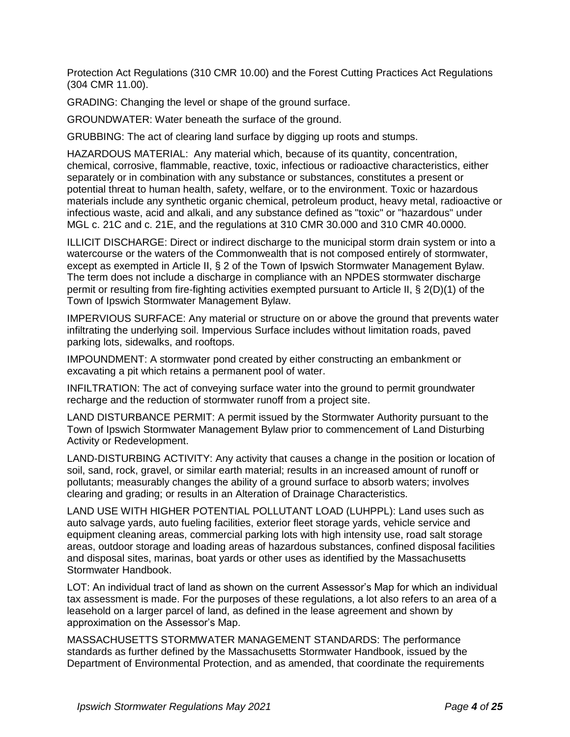Protection Act Regulations (310 CMR 10.00) and the Forest Cutting Practices Act Regulations (304 CMR 11.00).

GRADING: Changing the level or shape of the ground surface.

GROUNDWATER: Water beneath the surface of the ground.

GRUBBING: The act of clearing land surface by digging up roots and stumps.

HAZARDOUS MATERIAL: Any material which, because of its quantity, concentration, chemical, corrosive, flammable, reactive, toxic, infectious or radioactive characteristics, either separately or in combination with any substance or substances, constitutes a present or potential threat to human health, safety, welfare, or to the environment. Toxic or hazardous materials include any synthetic organic chemical, petroleum product, heavy metal, radioactive or infectious waste, acid and alkali, and any substance defined as "toxic" or "hazardous" under MGL c. 21C and c. 21E, and the regulations at 310 CMR 30.000 and 310 CMR 40.0000.

ILLICIT DISCHARGE: Direct or indirect discharge to the municipal storm drain system or into a watercourse or the waters of the Commonwealth that is not composed entirely of stormwater, except as exempted in Article II, § 2 of the Town of Ipswich Stormwater Management Bylaw. The term does not include a discharge in compliance with an NPDES stormwater discharge permit or resulting from fire-fighting activities exempted pursuant to Article II, § 2(D)(1) of the Town of Ipswich Stormwater Management Bylaw.

IMPERVIOUS SURFACE: Any material or structure on or above the ground that prevents water infiltrating the underlying soil. Impervious Surface includes without limitation roads, paved parking lots, sidewalks, and rooftops.

IMPOUNDMENT: A stormwater pond created by either constructing an embankment or excavating a pit which retains a permanent pool of water.

INFILTRATION: The act of conveying surface water into the ground to permit groundwater recharge and the reduction of stormwater runoff from a project site.

LAND DISTURBANCE PERMIT: A permit issued by the Stormwater Authority pursuant to the Town of Ipswich Stormwater Management Bylaw prior to commencement of Land Disturbing Activity or Redevelopment.

LAND-DISTURBING ACTIVITY: Any activity that causes a change in the position or location of soil, sand, rock, gravel, or similar earth material; results in an increased amount of runoff or pollutants; measurably changes the ability of a ground surface to absorb waters; involves clearing and grading; or results in an Alteration of Drainage Characteristics.

LAND USE WITH HIGHER POTENTIAL POLLUTANT LOAD (LUHPPL): Land uses such as auto salvage yards, auto fueling facilities, exterior fleet storage yards, vehicle service and equipment cleaning areas, commercial parking lots with high intensity use, road salt storage areas, outdoor storage and loading areas of hazardous substances, confined disposal facilities and disposal sites, marinas, boat yards or other uses as identified by the Massachusetts Stormwater Handbook.

LOT: An individual tract of land as shown on the current Assessor's Map for which an individual tax assessment is made. For the purposes of these regulations, a lot also refers to an area of a leasehold on a larger parcel of land, as defined in the lease agreement and shown by approximation on the Assessor's Map.

MASSACHUSETTS STORMWATER MANAGEMENT STANDARDS: The performance standards as further defined by the Massachusetts Stormwater Handbook, issued by the Department of Environmental Protection, and as amended, that coordinate the requirements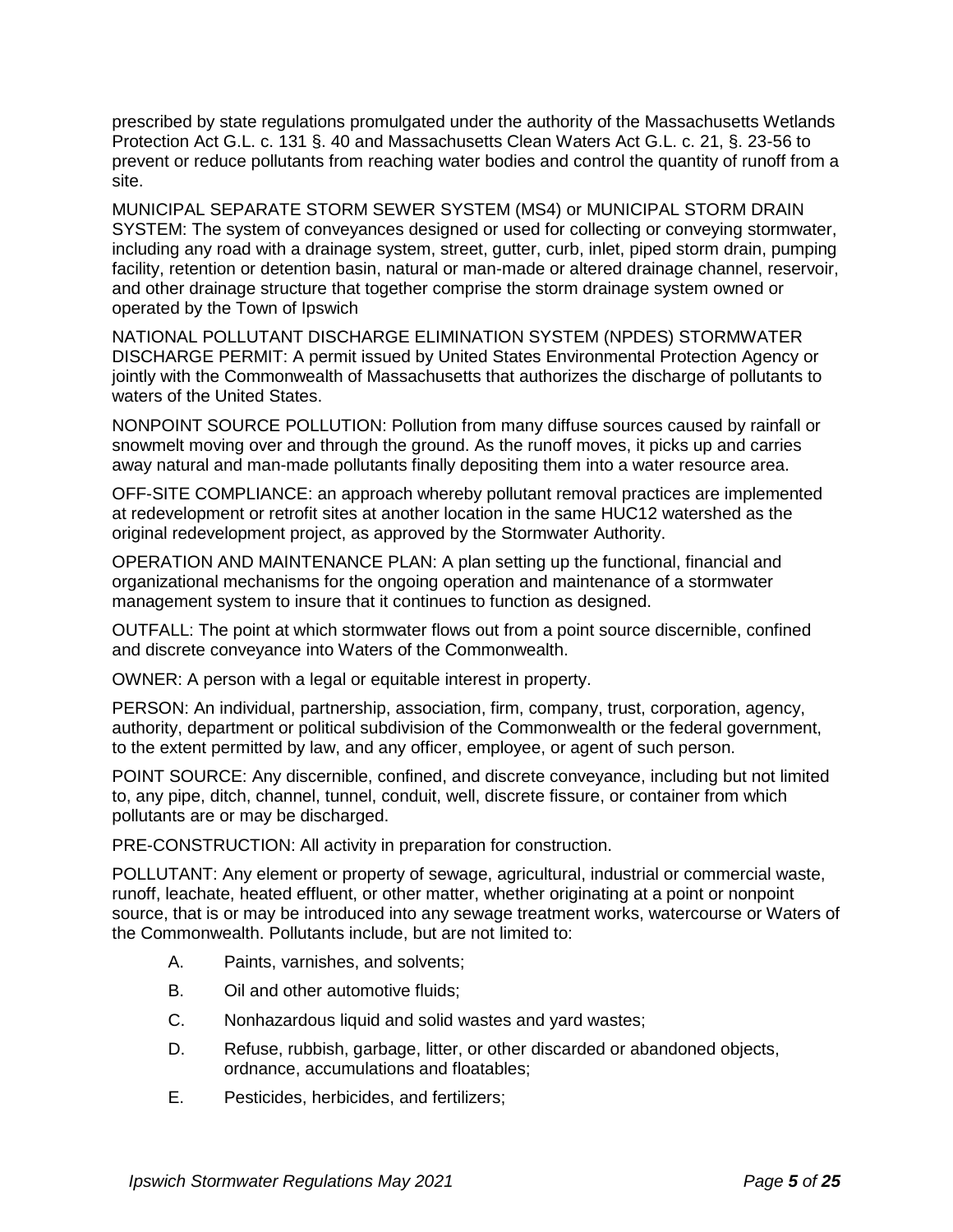prescribed by state regulations promulgated under the authority of the Massachusetts Wetlands Protection Act G.L. c. 131 §. 40 and Massachusetts Clean Waters Act G.L. c. 21, §. 23-56 to prevent or reduce pollutants from reaching water bodies and control the quantity of runoff from a site.

MUNICIPAL SEPARATE STORM SEWER SYSTEM (MS4) or MUNICIPAL STORM DRAIN SYSTEM: The system of conveyances designed or used for collecting or conveying stormwater, including any road with a drainage system, street, gutter, curb, inlet, piped storm drain, pumping facility, retention or detention basin, natural or man-made or altered drainage channel, reservoir, and other drainage structure that together comprise the storm drainage system owned or operated by the Town of Ipswich

NATIONAL POLLUTANT DISCHARGE ELIMINATION SYSTEM (NPDES) STORMWATER DISCHARGE PERMIT: A permit issued by United States Environmental Protection Agency or jointly with the Commonwealth of Massachusetts that authorizes the discharge of pollutants to waters of the United States.

NONPOINT SOURCE POLLUTION: Pollution from many diffuse sources caused by rainfall or snowmelt moving over and through the ground. As the runoff moves, it picks up and carries away natural and man-made pollutants finally depositing them into a water resource area.

OFF-SITE COMPLIANCE: an approach whereby pollutant removal practices are implemented at redevelopment or retrofit sites at another location in the same HUC12 watershed as the original redevelopment project, as approved by the Stormwater Authority.

OPERATION AND MAINTENANCE PLAN: A plan setting up the functional, financial and organizational mechanisms for the ongoing operation and maintenance of a stormwater management system to insure that it continues to function as designed.

OUTFALL: The point at which stormwater flows out from a point source discernible, confined and discrete conveyance into Waters of the Commonwealth.

OWNER: A person with a legal or equitable interest in property.

PERSON: An individual, partnership, association, firm, company, trust, corporation, agency, authority, department or political subdivision of the Commonwealth or the federal government, to the extent permitted by law, and any officer, employee, or agent of such person.

POINT SOURCE: Any discernible, confined, and discrete conveyance, including but not limited to, any pipe, ditch, channel, tunnel, conduit, well, discrete fissure, or container from which pollutants are or may be discharged.

PRE-CONSTRUCTION: All activity in preparation for construction.

POLLUTANT: Any element or property of sewage, agricultural, industrial or commercial waste, runoff, leachate, heated effluent, or other matter, whether originating at a point or nonpoint source, that is or may be introduced into any sewage treatment works, watercourse or Waters of the Commonwealth. Pollutants include, but are not limited to:

A. Paints, varnishes, and solvents;

B. Oil and other automotive fluids;

C. Nonhazardous liquid and solid wastes and yard wastes;

D. Refuse, rubbish, garbage, litter, or other discarded or abandoned objects, ordnance, accumulations and floatables;

E. Pesticides, herbicides, and fertilizers;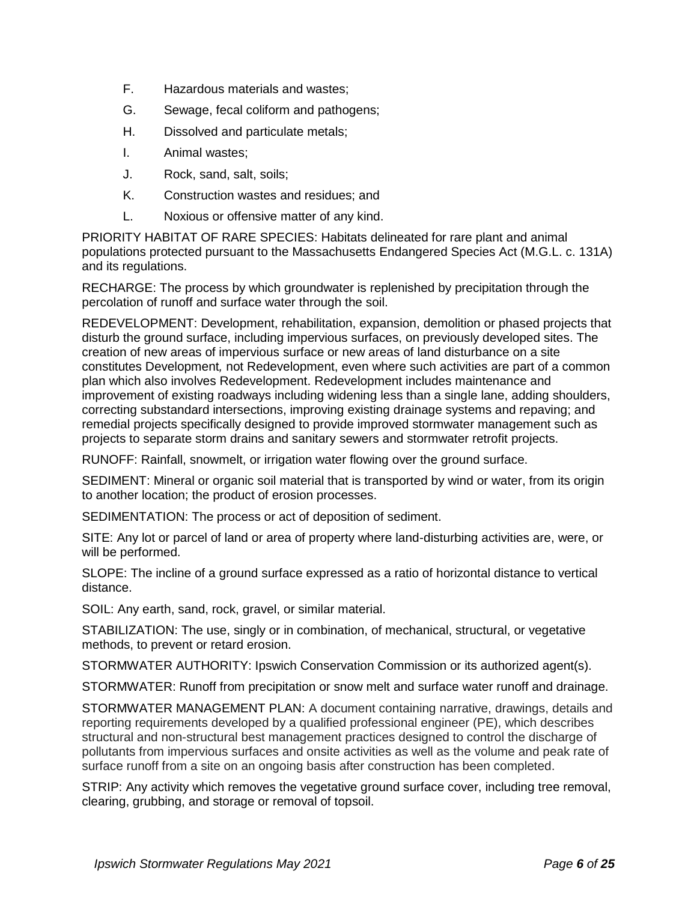F. Hazardous materials and wastes;

G. Sewage, fecal coliform and pathogens;

H. Dissolved and particulate metals;

I. Animal wastes;

J. Rock, sand, salt, soils;

K. Construction wastes and residues; and

L. Noxious or offensive matter of any kind.

PRIORITY HABITAT OF RARE SPECIES: Habitats delineated for rare plant and animal populations protected pursuant to the Massachusetts Endangered Species Act (M.G.L. c. 131A) and its regulations.

RECHARGE: The process by which groundwater is replenished by precipitation through the percolation of runoff and surface water through the soil.

REDEVELOPMENT: Development, rehabilitation, expansion, demolition or phased projects that disturb the ground surface, including impervious surfaces, on previously developed sites. The creation of new areas of impervious surface or new areas of land disturbance on a site constitutes Development*,* not Redevelopment, even where such activities are part of a common plan which also involves Redevelopment. Redevelopment includes maintenance and improvement of existing roadways including widening less than a single lane, adding shoulders, correcting substandard intersections, improving existing drainage systems and repaving; and remedial projects specifically designed to provide improved stormwater management such as projects to separate storm drains and sanitary sewers and stormwater retrofit projects.

RUNOFF: Rainfall, snowmelt, or irrigation water flowing over the ground surface.

SEDIMENT: Mineral or organic soil material that is transported by wind or water, from its origin to another location; the product of erosion processes.

SEDIMENTATION: The process or act of deposition of sediment.

SITE: Any lot or parcel of land or area of property where land-disturbing activities are, were, or will be performed.

SLOPE: The incline of a ground surface expressed as a ratio of horizontal distance to vertical distance.

SOIL: Any earth, sand, rock, gravel, or similar material.

STABILIZATION: The use, singly or in combination, of mechanical, structural, or vegetative methods, to prevent or retard erosion.

STORMWATER AUTHORITY: Ipswich Conservation Commission or its authorized agent(s).

STORMWATER: Runoff from precipitation or snow melt and surface water runoff and drainage.

STORMWATER MANAGEMENT PLAN: A document containing narrative, drawings, details and reporting requirements developed by a qualified professional engineer (PE), which describes structural and non-structural best management practices designed to control the discharge of pollutants from impervious surfaces and onsite activities as well as the volume and peak rate of surface runoff from a site on an ongoing basis after construction has been completed.

STRIP: Any activity which removes the vegetative ground surface cover, including tree removal, clearing, grubbing, and storage or removal of topsoil.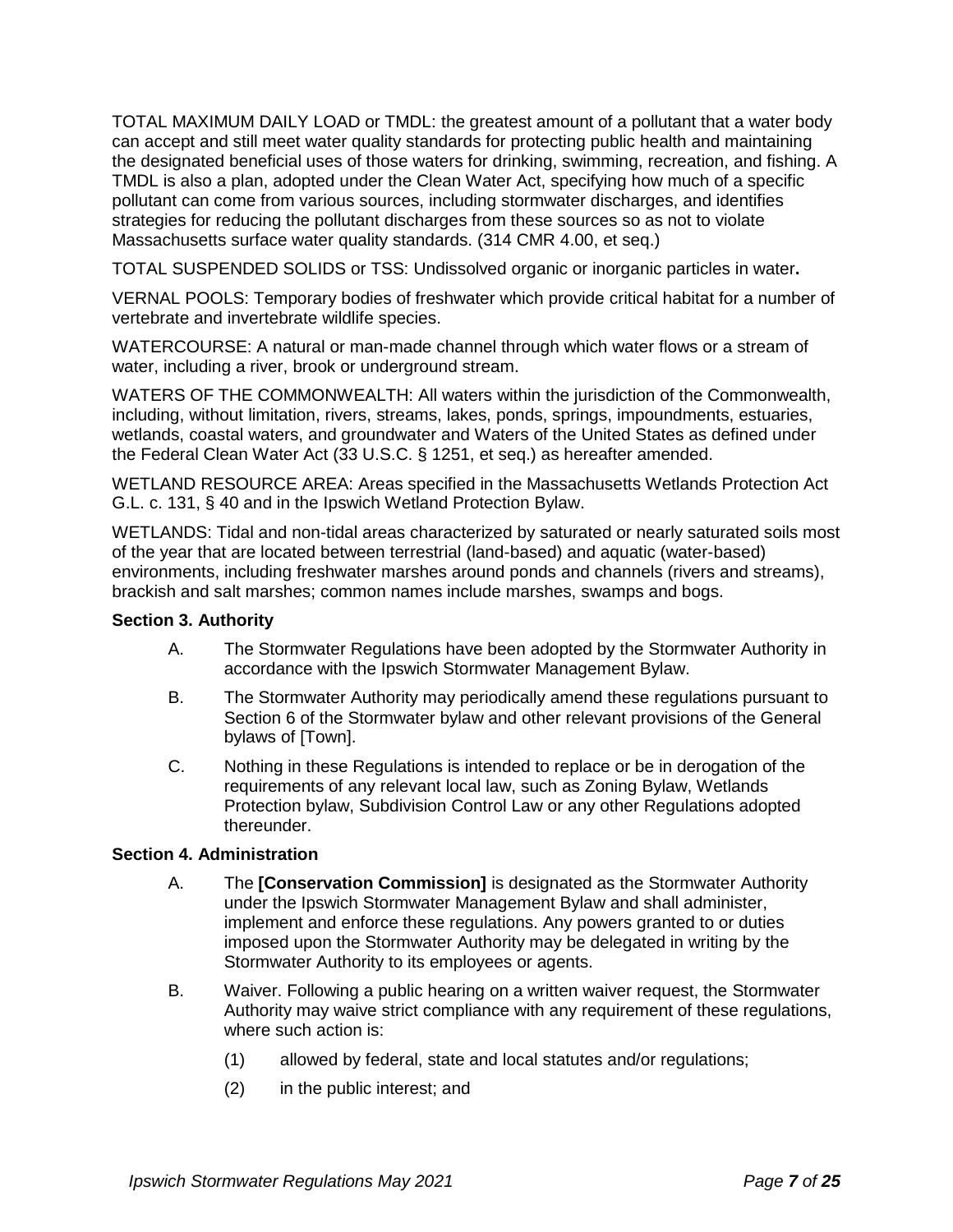TOTAL MAXIMUM DAILY LOAD or TMDL: the greatest amount of a pollutant that a water body can accept and still meet water quality standards for protecting public health and maintaining the designated beneficial uses of those waters for drinking, swimming, recreation, and fishing. A TMDL is also a plan, adopted under the Clean Water Act, specifying how much of a specific pollutant can come from various sources, including stormwater discharges, and identifies strategies for reducing the pollutant discharges from these sources so as not to violate Massachusetts surface water quality standards. (314 CMR 4.00, et seq.)

TOTAL SUSPENDED SOLIDS or TSS: Undissolved organic or inorganic particles in water**.**

VERNAL POOLS: Temporary bodies of freshwater which provide critical habitat for a number of vertebrate and invertebrate wildlife species.

WATERCOURSE: A natural or man-made channel through which water flows or a stream of water, including a river, brook or underground stream.

WATERS OF THE COMMONWEALTH: All waters within the jurisdiction of the Commonwealth, including, without limitation, rivers, streams, lakes, ponds, springs, impoundments, estuaries, wetlands, coastal waters, and groundwater and Waters of the United States as defined under the Federal Clean Water Act (33 U.S.C. § 1251, et seq.) as hereafter amended.

WETLAND RESOURCE AREA: Areas specified in the Massachusetts Wetlands Protection Act G.L. c. 131, § 40 and in the Ipswich Wetland Protection Bylaw.

WETLANDS: Tidal and non-tidal areas characterized by saturated or nearly saturated soils most of the year that are located between terrestrial (land-based) and aquatic (water-based) environments, including freshwater marshes around ponds and channels (rivers and streams), brackish and salt marshes; common names include marshes, swamps and bogs.

**Section 3. Authority**

A. The Stormwater Regulations have been adopted by the Stormwater Authority in accordance with the Ipswich Stormwater Management Bylaw.

B. The Stormwater Authority may periodically amend these regulations pursuant to Section 6 of the Stormwater bylaw and other relevant provisions of the General bylaws of [Town].

C. Nothing in these Regulations is intended to replace or be in derogation of the requirements of any relevant local law, such as Zoning Bylaw, Wetlands Protection bylaw, Subdivision Control Law or any other Regulations adopted thereunder.

**Section 4. Administration**

A. The **[Conservation Commission]** is designated as the Stormwater Authority under the Ipswich Stormwater Management Bylaw and shall administer, implement and enforce these regulations. Any powers granted to or duties imposed upon the Stormwater Authority may be delegated in writing by the Stormwater Authority to its employees or agents.

B. Waiver. Following a public hearing on a written waiver request, the Stormwater Authority may waive strict compliance with any requirement of these regulations, where such action is:

   (1) allowed by federal, state and local statutes and/or regulations;

   (2) in the public interest; and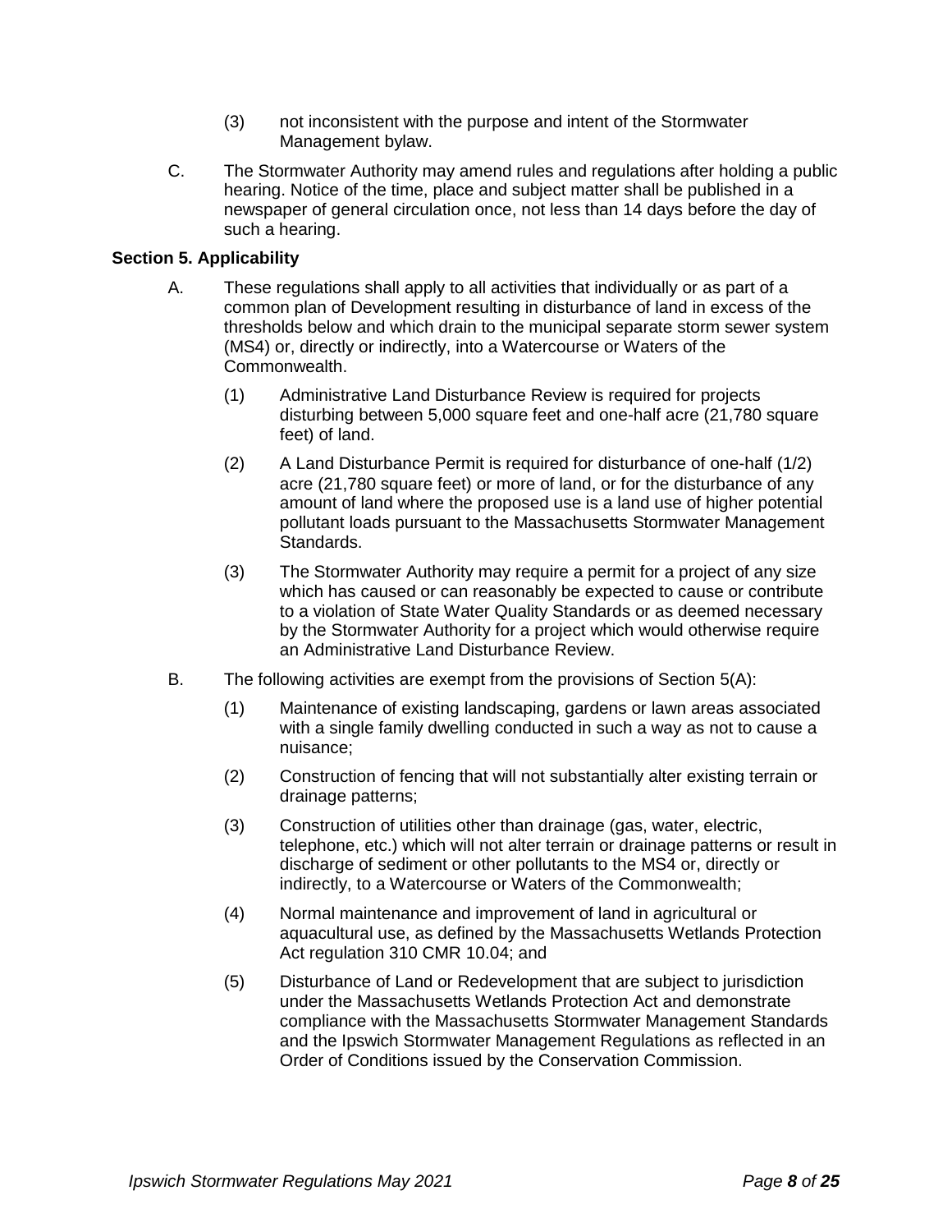(3) not inconsistent with the purpose and intent of the Stormwater Management bylaw.

C. The Stormwater Authority may amend rules and regulations after holding a public hearing. Notice of the time, place and subject matter shall be published in a newspaper of general circulation once, not less than 14 days before the day of such a hearing.

**Section 5. Applicability**

A. These regulations shall apply to all activities that individually or as part of a common plan of Development resulting in disturbance of land in excess of the thresholds below and which drain to the municipal separate storm sewer system (MS4) or, directly or indirectly, into a Watercourse or Waters of the Commonwealth.

(1) Administrative Land Disturbance Review is required for projects disturbing between 5,000 square feet and one-half acre (21,780 square feet) of land.

(2) A Land Disturbance Permit is required for disturbance of one-half (1/2) acre (21,780 square feet) or more of land, or for the disturbance of any amount of land where the proposed use is a land use of higher potential pollutant loads pursuant to the Massachusetts Stormwater Management Standards.

(3) The Stormwater Authority may require a permit for a project of any size which has caused or can reasonably be expected to cause or contribute to a violation of State Water Quality Standards or as deemed necessary by the Stormwater Authority for a project which would otherwise require an Administrative Land Disturbance Review.

B. The following activities are exempt from the provisions of Section 5(A):

(1) Maintenance of existing landscaping, gardens or lawn areas associated with a single family dwelling conducted in such a way as not to cause a nuisance;

(2) Construction of fencing that will not substantially alter existing terrain or drainage patterns;

(3) Construction of utilities other than drainage (gas, water, electric, telephone, etc.) which will not alter terrain or drainage patterns or result in discharge of sediment or other pollutants to the MS4 or, directly or indirectly, to a Watercourse or Waters of the Commonwealth;

(4) Normal maintenance and improvement of land in agricultural or aquacultural use, as defined by the Massachusetts Wetlands Protection Act regulation 310 CMR 10.04; and

(5) Disturbance of Land or Redevelopment that are subject to jurisdiction under the Massachusetts Wetlands Protection Act and demonstrate compliance with the Massachusetts Stormwater Management Standards and the Ipswich Stormwater Management Regulations as reflected in an Order of Conditions issued by the Conservation Commission.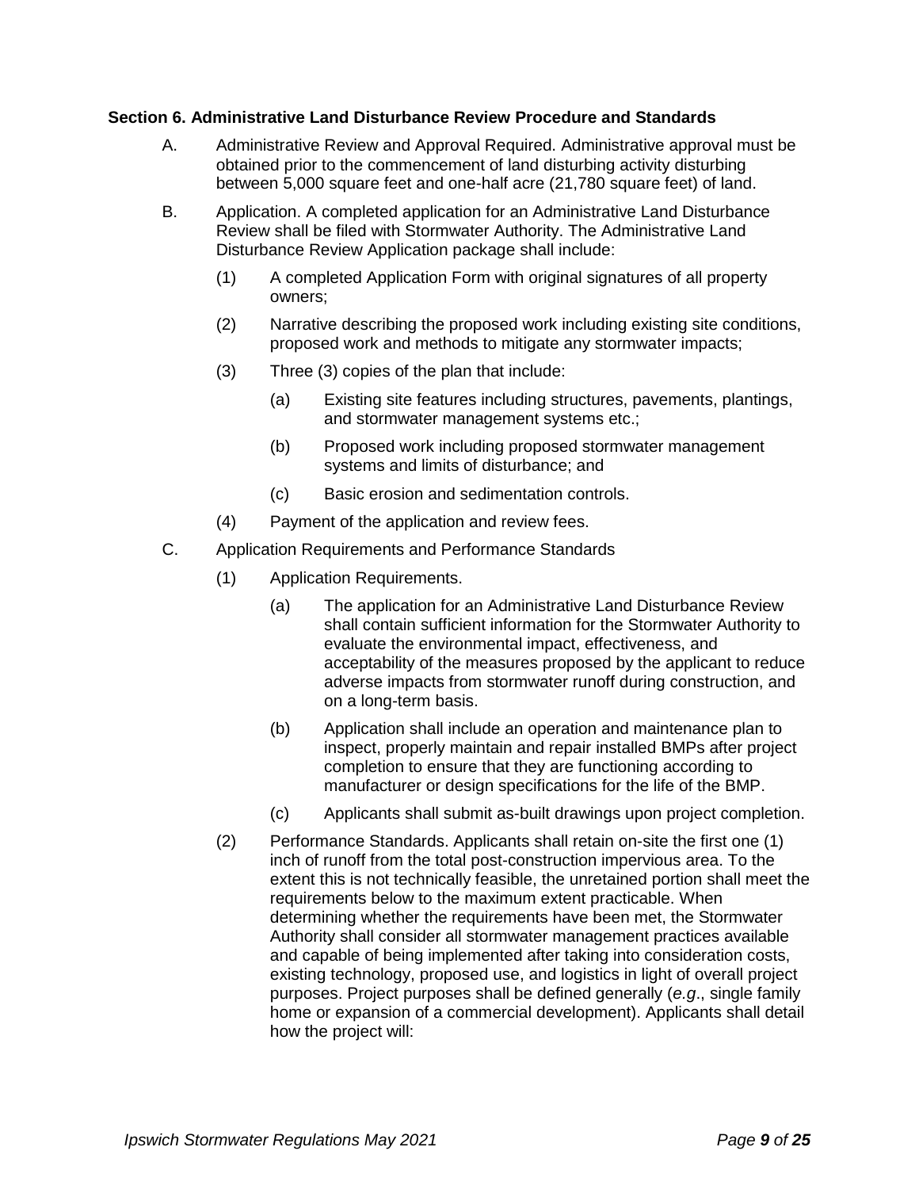**Section 6. Administrative Land Disturbance Review Procedure and Standards**

A. Administrative Review and Approval Required. Administrative approval must be obtained prior to the commencement of land disturbing activity disturbing between 5,000 square feet and one-half acre (21,780 square feet) of land.

B. Application. A completed application for an Administrative Land Disturbance Review shall be filed with Stormwater Authority. The Administrative Land Disturbance Review Application package shall include:

   (1) A completed Application Form with original signatures of all property owners;

   (2) Narrative describing the proposed work including existing site conditions, proposed work and methods to mitigate any stormwater impacts;

   (3) Three (3) copies of the plan that include:

      (a) Existing site features including structures, pavements, plantings, and stormwater management systems etc.;

      (b) Proposed work including proposed stormwater management systems and limits of disturbance; and

      (c) Basic erosion and sedimentation controls.

   (4) Payment of the application and review fees.

C. Application Requirements and Performance Standards

   (1) Application Requirements.

      (a) The application for an Administrative Land Disturbance Review shall contain sufficient information for the Stormwater Authority to evaluate the environmental impact, effectiveness, and acceptability of the measures proposed by the applicant to reduce adverse impacts from stormwater runoff during construction, and on a long-term basis.

      (b) Application shall include an operation and maintenance plan to inspect, properly maintain and repair installed BMPs after project completion to ensure that they are functioning according to manufacturer or design specifications for the life of the BMP.

      (c) Applicants shall submit as-built drawings upon project completion.

   (2) Performance Standards. Applicants shall retain on-site the first one (1) inch of runoff from the total post-construction impervious area. To the extent this is not technically feasible, the unretained portion shall meet the requirements below to the maximum extent practicable. When determining whether the requirements have been met, the Stormwater Authority shall consider all stormwater management practices available and capable of being implemented after taking into consideration costs, existing technology, proposed use, and logistics in light of overall project purposes. Project purposes shall be defined generally (*e.g*., single family home or expansion of a commercial development). Applicants shall detail how the project will: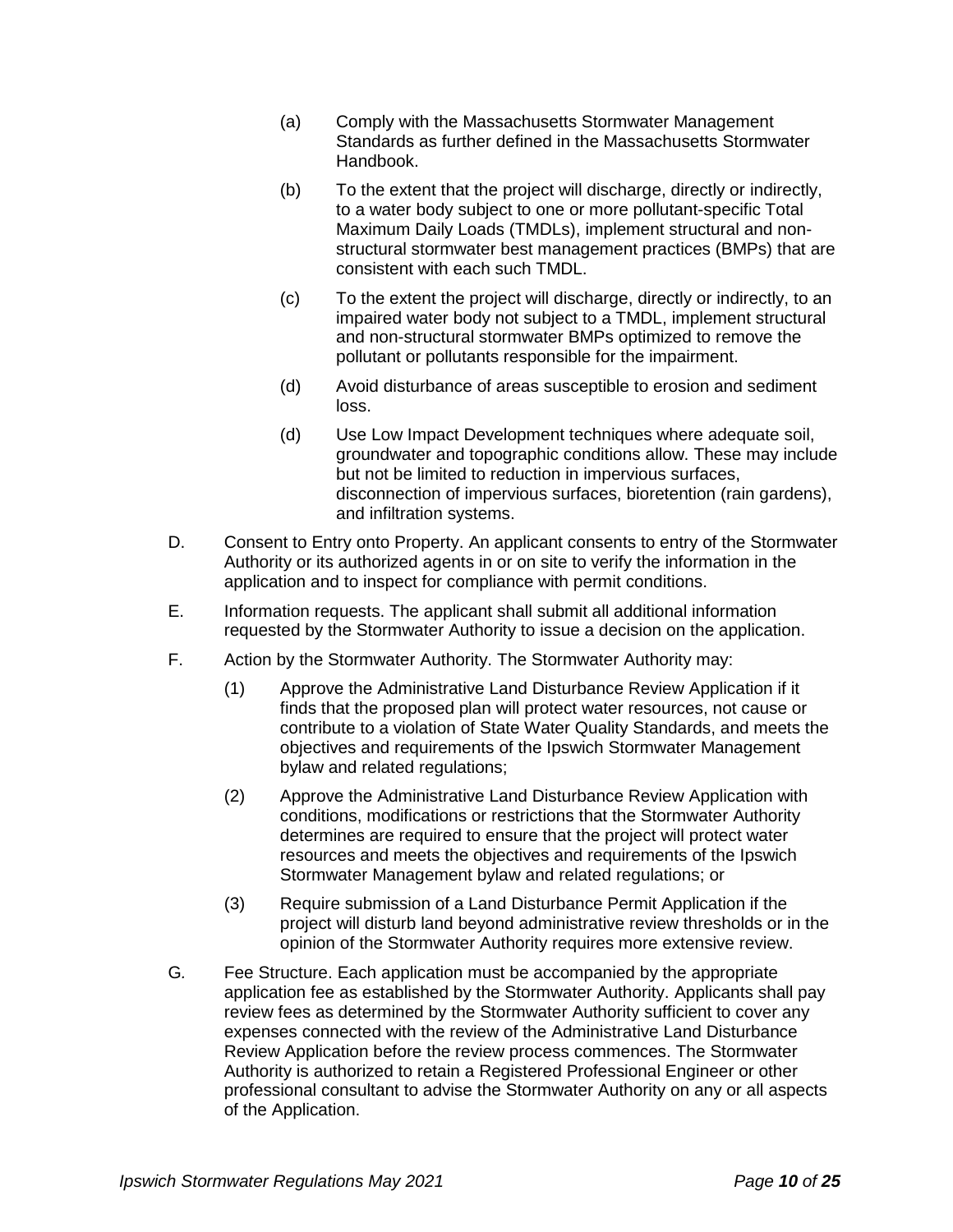(a) Comply with the Massachusetts Stormwater Management Standards as further defined in the Massachusetts Stormwater Handbook.

(b) To the extent that the project will discharge, directly or indirectly, to a water body subject to one or more pollutant-specific Total Maximum Daily Loads (TMDLs), implement structural and non-structural stormwater best management practices (BMPs) that are consistent with each such TMDL.

(c) To the extent the project will discharge, directly or indirectly, to an impaired water body not subject to a TMDL, implement structural and non-structural stormwater BMPs optimized to remove the pollutant or pollutants responsible for the impairment.

(d) Avoid disturbance of areas susceptible to erosion and sediment loss.

(d) Use Low Impact Development techniques where adequate soil, groundwater and topographic conditions allow. These may include but not be limited to reduction in impervious surfaces, disconnection of impervious surfaces, bioretention (rain gardens), and infiltration systems.

D. Consent to Entry onto Property. An applicant consents to entry of the Stormwater Authority or its authorized agents in or on site to verify the information in the application and to inspect for compliance with permit conditions.

E. Information requests. The applicant shall submit all additional information requested by the Stormwater Authority to issue a decision on the application.

F. Action by the Stormwater Authority. The Stormwater Authority may:

(1) Approve the Administrative Land Disturbance Review Application if it finds that the proposed plan will protect water resources, not cause or contribute to a violation of State Water Quality Standards, and meets the objectives and requirements of the Ipswich Stormwater Management bylaw and related regulations;

(2) Approve the Administrative Land Disturbance Review Application with conditions, modifications or restrictions that the Stormwater Authority determines are required to ensure that the project will protect water resources and meets the objectives and requirements of the Ipswich Stormwater Management bylaw and related regulations; or

(3) Require submission of a Land Disturbance Permit Application if the project will disturb land beyond administrative review thresholds or in the opinion of the Stormwater Authority requires more extensive review.

G. Fee Structure. Each application must be accompanied by the appropriate application fee as established by the Stormwater Authority. Applicants shall pay review fees as determined by the Stormwater Authority sufficient to cover any expenses connected with the review of the Administrative Land Disturbance Review Application before the review process commences. The Stormwater Authority is authorized to retain a Registered Professional Engineer or other professional consultant to advise the Stormwater Authority on any or all aspects of the Application.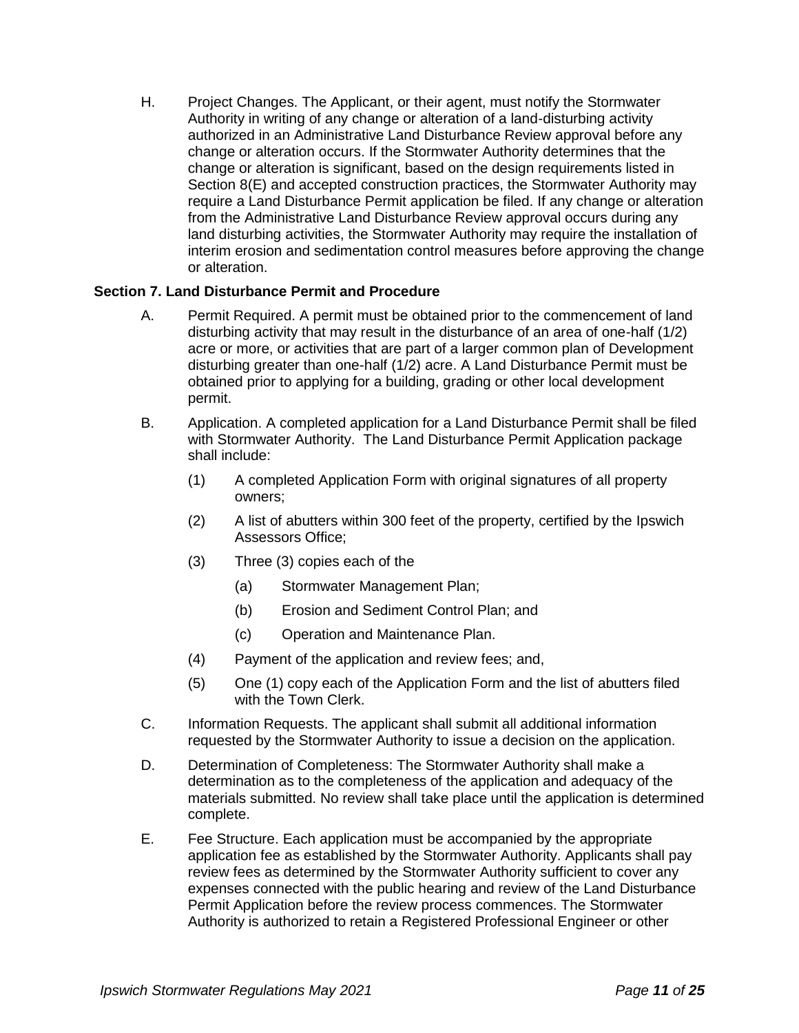H. Project Changes. The Applicant, or their agent, must notify the Stormwater Authority in writing of any change or alteration of a land-disturbing activity authorized in an Administrative Land Disturbance Review approval before any change or alteration occurs. If the Stormwater Authority determines that the change or alteration is significant, based on the design requirements listed in Section 8(E) and accepted construction practices, the Stormwater Authority may require a Land Disturbance Permit application be filed. If any change or alteration from the Administrative Land Disturbance Review approval occurs during any land disturbing activities, the Stormwater Authority may require the installation of interim erosion and sedimentation control measures before approving the change or alteration.

**Section 7. Land Disturbance Permit and Procedure**

A. Permit Required. A permit must be obtained prior to the commencement of land disturbing activity that may result in the disturbance of an area of one-half (1/2) acre or more, or activities that are part of a larger common plan of Development disturbing greater than one-half (1/2) acre. A Land Disturbance Permit must be obtained prior to applying for a building, grading or other local development permit.

B. Application. A completed application for a Land Disturbance Permit shall be filed with Stormwater Authority. The Land Disturbance Permit Application package shall include:

(1) A completed Application Form with original signatures of all property owners;

(2) A list of abutters within 300 feet of the property, certified by the Ipswich Assessors Office;

(3) Three (3) copies each of the

(a) Stormwater Management Plan;

(b) Erosion and Sediment Control Plan; and

(c) Operation and Maintenance Plan.

(4) Payment of the application and review fees; and,

(5) One (1) copy each of the Application Form and the list of abutters filed with the Town Clerk.

C. Information Requests. The applicant shall submit all additional information requested by the Stormwater Authority to issue a decision on the application.

D. Determination of Completeness: The Stormwater Authority shall make a determination as to the completeness of the application and adequacy of the materials submitted. No review shall take place until the application is determined complete.

E. Fee Structure. Each application must be accompanied by the appropriate application fee as established by the Stormwater Authority. Applicants shall pay review fees as determined by the Stormwater Authority sufficient to cover any expenses connected with the public hearing and review of the Land Disturbance Permit Application before the review process commences. The Stormwater Authority is authorized to retain a Registered Professional Engineer or other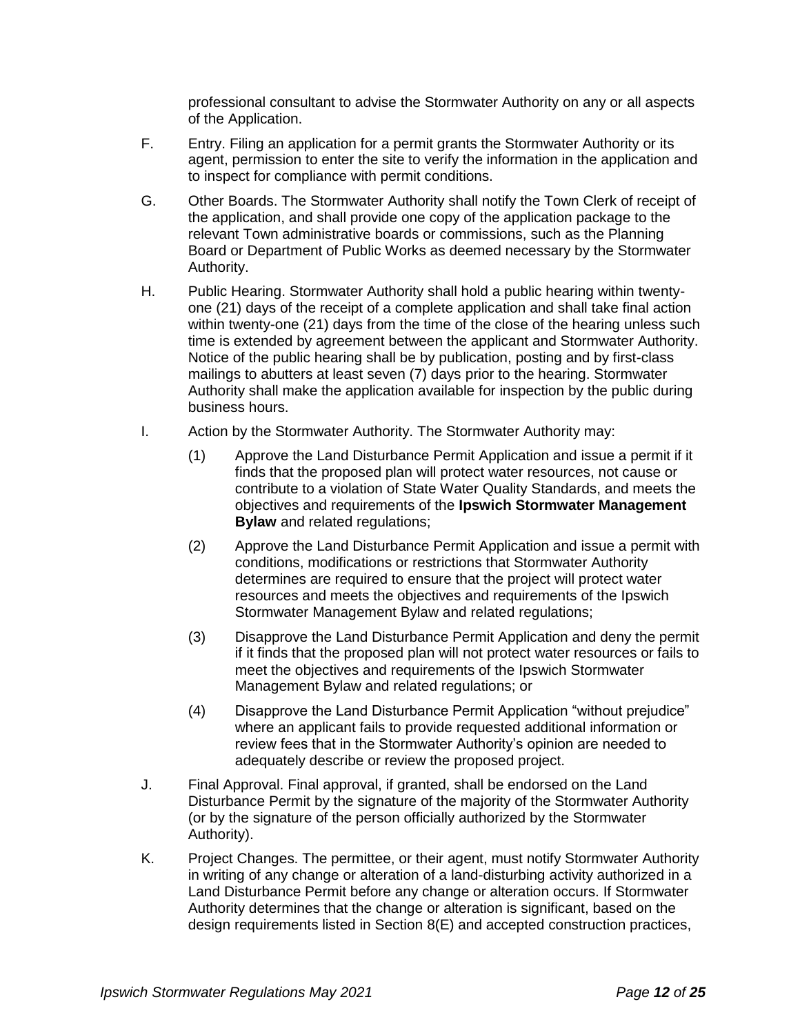professional consultant to advise the Stormwater Authority on any or all aspects of the Application.

F. Entry. Filing an application for a permit grants the Stormwater Authority or its agent, permission to enter the site to verify the information in the application and to inspect for compliance with permit conditions.

G. Other Boards. The Stormwater Authority shall notify the Town Clerk of receipt of the application, and shall provide one copy of the application package to the relevant Town administrative boards or commissions, such as the Planning Board or Department of Public Works as deemed necessary by the Stormwater Authority.

H. Public Hearing. Stormwater Authority shall hold a public hearing within twenty-one (21) days of the receipt of a complete application and shall take final action within twenty-one (21) days from the time of the close of the hearing unless such time is extended by agreement between the applicant and Stormwater Authority. Notice of the public hearing shall be by publication, posting and by first-class mailings to abutters at least seven (7) days prior to the hearing. Stormwater Authority shall make the application available for inspection by the public during business hours.

I. Action by the Stormwater Authority. The Stormwater Authority may:

   (1) Approve the Land Disturbance Permit Application and issue a permit if it finds that the proposed plan will protect water resources, not cause or contribute to a violation of State Water Quality Standards, and meets the objectives and requirements of the **Ipswich Stormwater Management Bylaw** and related regulations;

   (2) Approve the Land Disturbance Permit Application and issue a permit with conditions, modifications or restrictions that Stormwater Authority determines are required to ensure that the project will protect water resources and meets the objectives and requirements of the Ipswich Stormwater Management Bylaw and related regulations;

   (3) Disapprove the Land Disturbance Permit Application and deny the permit if it finds that the proposed plan will not protect water resources or fails to meet the objectives and requirements of the Ipswich Stormwater Management Bylaw and related regulations; or

   (4) Disapprove the Land Disturbance Permit Application "without prejudice" where an applicant fails to provide requested additional information or review fees that in the Stormwater Authority's opinion are needed to adequately describe or review the proposed project.

J. Final Approval. Final approval, if granted, shall be endorsed on the Land Disturbance Permit by the signature of the majority of the Stormwater Authority (or by the signature of the person officially authorized by the Stormwater Authority).

K. Project Changes. The permittee, or their agent, must notify Stormwater Authority in writing of any change or alteration of a land-disturbing activity authorized in a Land Disturbance Permit before any change or alteration occurs. If Stormwater Authority determines that the change or alteration is significant, based on the design requirements listed in Section 8(E) and accepted construction practices,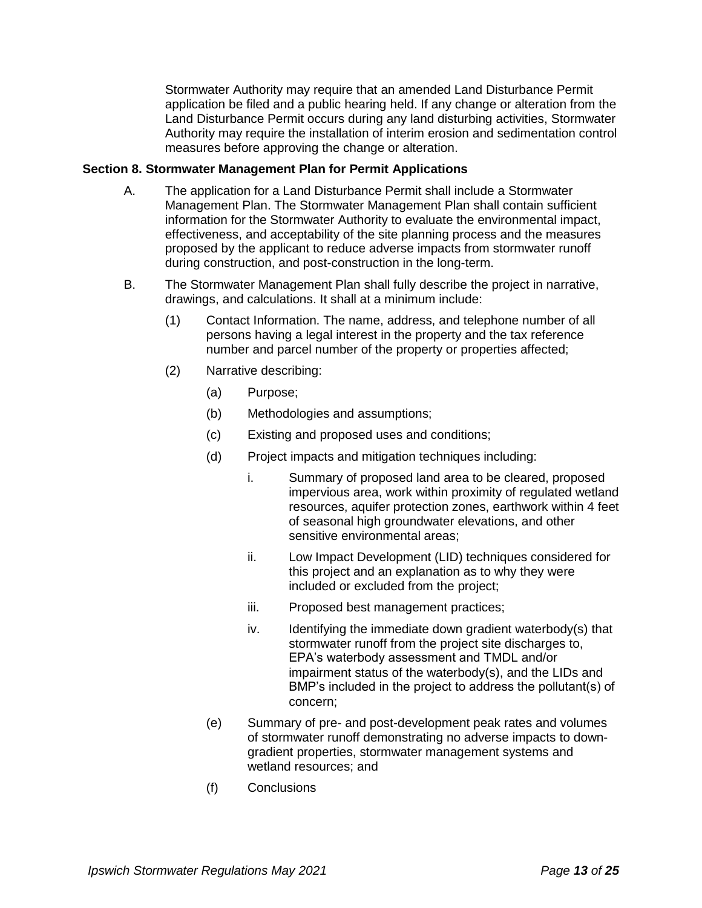Stormwater Authority may require that an amended Land Disturbance Permit application be filed and a public hearing held. If any change or alteration from the Land Disturbance Permit occurs during any land disturbing activities, Stormwater Authority may require the installation of interim erosion and sedimentation control measures before approving the change or alteration.

**Section 8. Stormwater Management Plan for Permit Applications**

A. The application for a Land Disturbance Permit shall include a Stormwater Management Plan. The Stormwater Management Plan shall contain sufficient information for the Stormwater Authority to evaluate the environmental impact, effectiveness, and acceptability of the site planning process and the measures proposed by the applicant to reduce adverse impacts from stormwater runoff during construction, and post-construction in the long-term.

B. The Stormwater Management Plan shall fully describe the project in narrative, drawings, and calculations. It shall at a minimum include:

(1) Contact Information. The name, address, and telephone number of all persons having a legal interest in the property and the tax reference number and parcel number of the property or properties affected;

(2) Narrative describing:

(a) Purpose;

(b) Methodologies and assumptions;

(c) Existing and proposed uses and conditions;

(d) Project impacts and mitigation techniques including:

i. Summary of proposed land area to be cleared, proposed impervious area, work within proximity of regulated wetland resources, aquifer protection zones, earthwork within 4 feet of seasonal high groundwater elevations, and other sensitive environmental areas;

ii. Low Impact Development (LID) techniques considered for this project and an explanation as to why they were included or excluded from the project;

iii. Proposed best management practices;

iv. Identifying the immediate down gradient waterbody(s) that stormwater runoff from the project site discharges to, EPA's waterbody assessment and TMDL and/or impairment status of the waterbody(s), and the LIDs and BMP's included in the project to address the pollutant(s) of concern;

(e) Summary of pre- and post-development peak rates and volumes of stormwater runoff demonstrating no adverse impacts to down-gradient properties, stormwater management systems and wetland resources; and

(f) Conclusions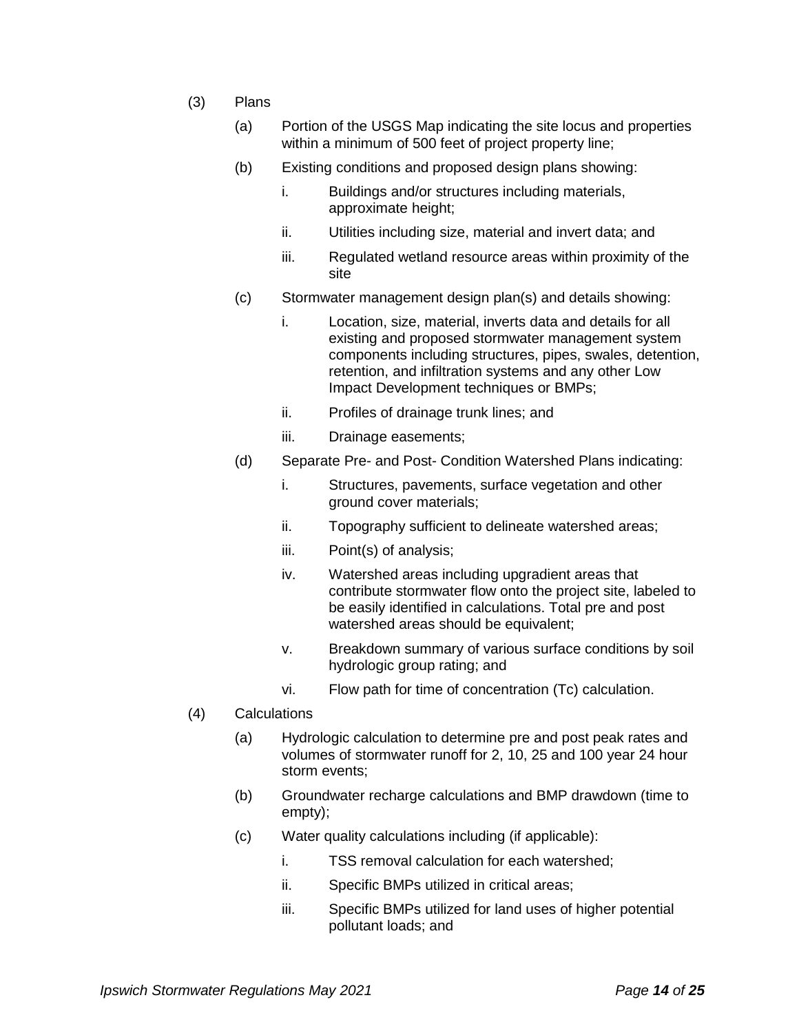(3) Plans

(a) Portion of the USGS Map indicating the site locus and properties within a minimum of 500 feet of project property line;

(b) Existing conditions and proposed design plans showing:

i. Buildings and/or structures including materials, approximate height;

ii. Utilities including size, material and invert data; and

iii. Regulated wetland resource areas within proximity of the site

(c) Stormwater management design plan(s) and details showing:

i. Location, size, material, inverts data and details for all existing and proposed stormwater management system components including structures, pipes, swales, detention, retention, and infiltration systems and any other Low Impact Development techniques or BMPs;

ii. Profiles of drainage trunk lines; and

iii. Drainage easements;

(d) Separate Pre- and Post- Condition Watershed Plans indicating:

i. Structures, pavements, surface vegetation and other ground cover materials;

ii. Topography sufficient to delineate watershed areas;

iii. Point(s) of analysis;

iv. Watershed areas including upgradient areas that contribute stormwater flow onto the project site, labeled to be easily identified in calculations. Total pre and post watershed areas should be equivalent;

v. Breakdown summary of various surface conditions by soil hydrologic group rating; and

vi. Flow path for time of concentration (Tc) calculation.

(4) Calculations

(a) Hydrologic calculation to determine pre and post peak rates and volumes of stormwater runoff for 2, 10, 25 and 100 year 24 hour storm events;

(b) Groundwater recharge calculations and BMP drawdown (time to empty);

(c) Water quality calculations including (if applicable):

i. TSS removal calculation for each watershed;

ii. Specific BMPs utilized in critical areas;

iii. Specific BMPs utilized for land uses of higher potential pollutant loads; and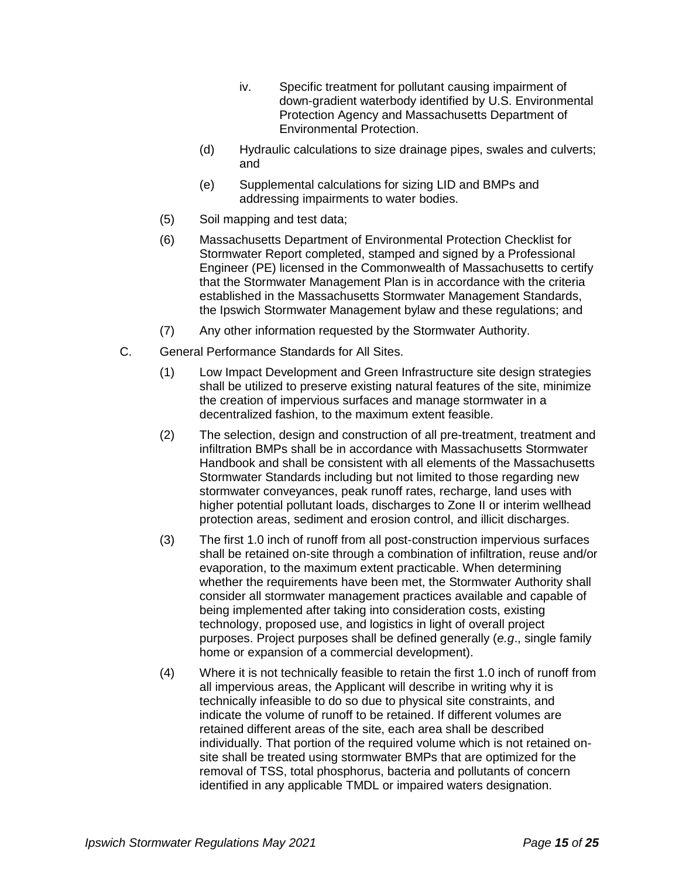iv. Specific treatment for pollutant causing impairment of down-gradient waterbody identified by U.S. Environmental Protection Agency and Massachusetts Department of Environmental Protection.

(d) Hydraulic calculations to size drainage pipes, swales and culverts; and

(e) Supplemental calculations for sizing LID and BMPs and addressing impairments to water bodies.

(5) Soil mapping and test data;

(6) Massachusetts Department of Environmental Protection Checklist for Stormwater Report completed, stamped and signed by a Professional Engineer (PE) licensed in the Commonwealth of Massachusetts to certify that the Stormwater Management Plan is in accordance with the criteria established in the Massachusetts Stormwater Management Standards, the Ipswich Stormwater Management bylaw and these regulations; and

(7) Any other information requested by the Stormwater Authority.

C. General Performance Standards for All Sites.

(1) Low Impact Development and Green Infrastructure site design strategies shall be utilized to preserve existing natural features of the site, minimize the creation of impervious surfaces and manage stormwater in a decentralized fashion, to the maximum extent feasible.

(2) The selection, design and construction of all pre-treatment, treatment and infiltration BMPs shall be in accordance with Massachusetts Stormwater Handbook and shall be consistent with all elements of the Massachusetts Stormwater Standards including but not limited to those regarding new stormwater conveyances, peak runoff rates, recharge, land uses with higher potential pollutant loads, discharges to Zone II or interim wellhead protection areas, sediment and erosion control, and illicit discharges.

(3) The first 1.0 inch of runoff from all post-construction impervious surfaces shall be retained on-site through a combination of infiltration, reuse and/or evaporation, to the maximum extent practicable. When determining whether the requirements have been met, the Stormwater Authority shall consider all stormwater management practices available and capable of being implemented after taking into consideration costs, existing technology, proposed use, and logistics in light of overall project purposes. Project purposes shall be defined generally (*e.g*., single family home or expansion of a commercial development).

(4) Where it is not technically feasible to retain the first 1.0 inch of runoff from all impervious areas, the Applicant will describe in writing why it is technically infeasible to do so due to physical site constraints, and indicate the volume of runoff to be retained. If different volumes are retained different areas of the site, each area shall be described individually. That portion of the required volume which is not retained on-site shall be treated using stormwater BMPs that are optimized for the removal of TSS, total phosphorus, bacteria and pollutants of concern identified in any applicable TMDL or impaired waters designation.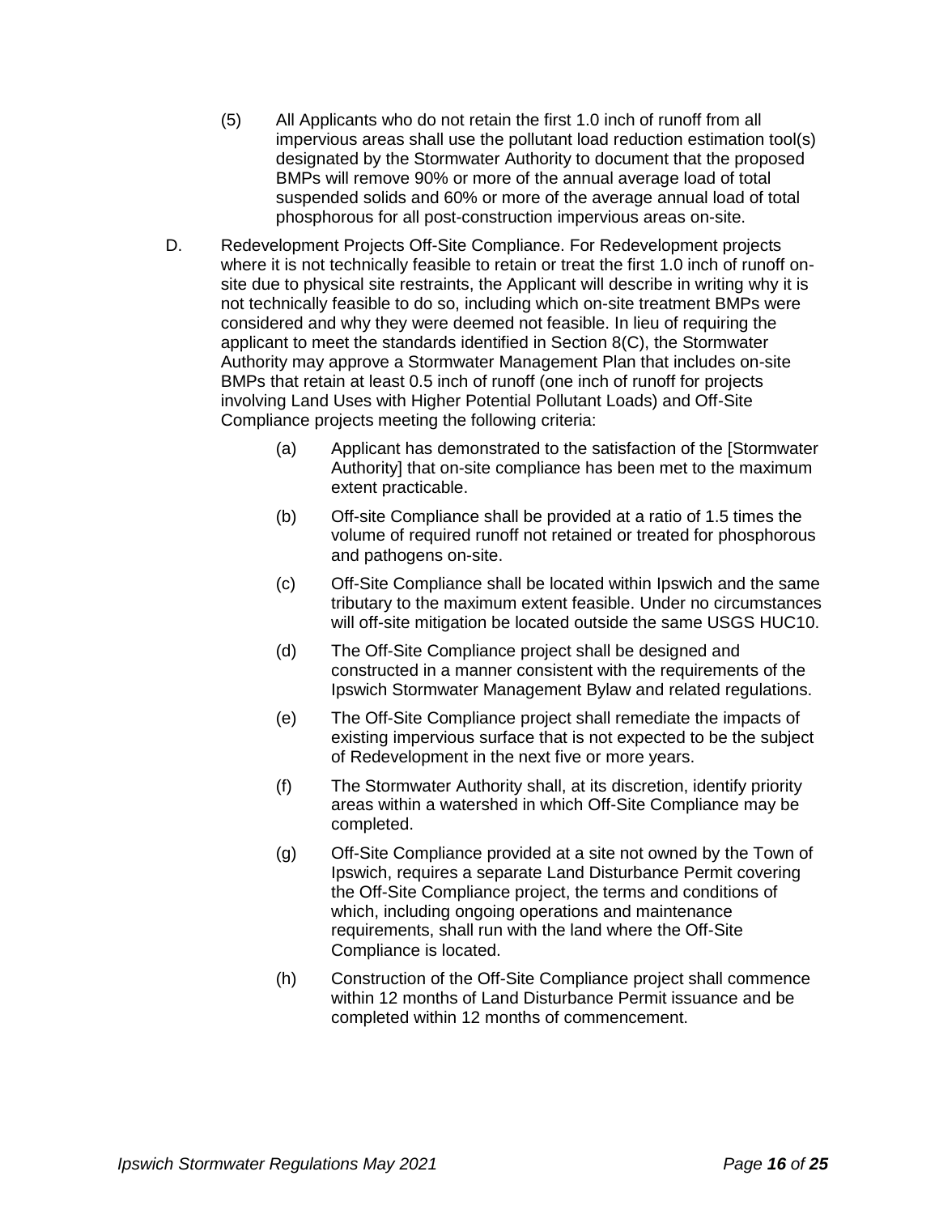(5) All Applicants who do not retain the first 1.0 inch of runoff from all impervious areas shall use the pollutant load reduction estimation tool(s) designated by the Stormwater Authority to document that the proposed BMPs will remove 90% or more of the annual average load of total suspended solids and 60% or more of the average annual load of total phosphorous for all post-construction impervious areas on-site.

D. Redevelopment Projects Off-Site Compliance. For Redevelopment projects where it is not technically feasible to retain or treat the first 1.0 inch of runoff on-site due to physical site restraints, the Applicant will describe in writing why it is not technically feasible to do so, including which on-site treatment BMPs were considered and why they were deemed not feasible. In lieu of requiring the applicant to meet the standards identified in Section 8(C), the Stormwater Authority may approve a Stormwater Management Plan that includes on-site BMPs that retain at least 0.5 inch of runoff (one inch of runoff for projects involving Land Uses with Higher Potential Pollutant Loads) and Off-Site Compliance projects meeting the following criteria:

(a) Applicant has demonstrated to the satisfaction of the [Stormwater Authority] that on-site compliance has been met to the maximum extent practicable.

(b) Off-site Compliance shall be provided at a ratio of 1.5 times the volume of required runoff not retained or treated for phosphorous and pathogens on-site.

(c) Off-Site Compliance shall be located within Ipswich and the same tributary to the maximum extent feasible. Under no circumstances will off-site mitigation be located outside the same USGS HUC10.

(d) The Off-Site Compliance project shall be designed and constructed in a manner consistent with the requirements of the Ipswich Stormwater Management Bylaw and related regulations.

(e) The Off-Site Compliance project shall remediate the impacts of existing impervious surface that is not expected to be the subject of Redevelopment in the next five or more years.

(f) The Stormwater Authority shall, at its discretion, identify priority areas within a watershed in which Off-Site Compliance may be completed.

(g) Off-Site Compliance provided at a site not owned by the Town of Ipswich, requires a separate Land Disturbance Permit covering the Off-Site Compliance project, the terms and conditions of which, including ongoing operations and maintenance requirements, shall run with the land where the Off-Site Compliance is located.

(h) Construction of the Off-Site Compliance project shall commence within 12 months of Land Disturbance Permit issuance and be completed within 12 months of commencement.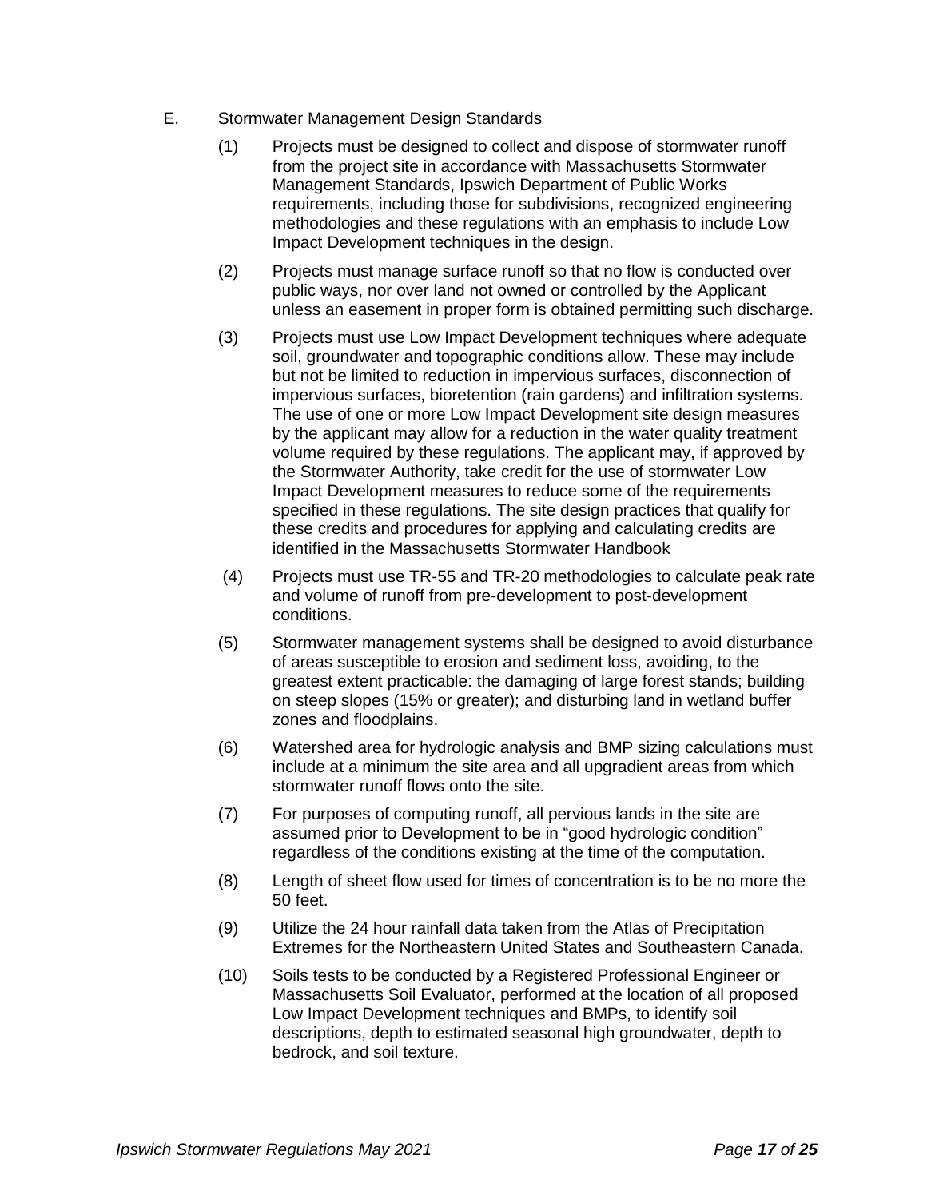E. Stormwater Management Design Standards

(1) Projects must be designed to collect and dispose of stormwater runoff from the project site in accordance with Massachusetts Stormwater Management Standards, Ipswich Department of Public Works requirements, including those for subdivisions, recognized engineering methodologies and these regulations with an emphasis to include Low Impact Development techniques in the design.

(2) Projects must manage surface runoff so that no flow is conducted over public ways, nor over land not owned or controlled by the Applicant unless an easement in proper form is obtained permitting such discharge.

(3) Projects must use Low Impact Development techniques where adequate soil, groundwater and topographic conditions allow. These may include but not be limited to reduction in impervious surfaces, disconnection of impervious surfaces, bioretention (rain gardens) and infiltration systems. The use of one or more Low Impact Development site design measures by the applicant may allow for a reduction in the water quality treatment volume required by these regulations. The applicant may, if approved by the Stormwater Authority, take credit for the use of stormwater Low Impact Development measures to reduce some of the requirements specified in these regulations. The site design practices that qualify for these credits and procedures for applying and calculating credits are identified in the Massachusetts Stormwater Handbook

(4) Projects must use TR-55 and TR-20 methodologies to calculate peak rate and volume of runoff from pre-development to post-development conditions.

(5) Stormwater management systems shall be designed to avoid disturbance of areas susceptible to erosion and sediment loss, avoiding, to the greatest extent practicable: the damaging of large forest stands; building on steep slopes (15% or greater); and disturbing land in wetland buffer zones and floodplains.

(6) Watershed area for hydrologic analysis and BMP sizing calculations must include at a minimum the site area and all upgradient areas from which stormwater runoff flows onto the site.

(7) For purposes of computing runoff, all pervious lands in the site are assumed prior to Development to be in "good hydrologic condition" regardless of the conditions existing at the time of the computation.

(8) Length of sheet flow used for times of concentration is to be no more the 50 feet.

(9) Utilize the 24 hour rainfall data taken from the Atlas of Precipitation Extremes for the Northeastern United States and Southeastern Canada.

(10) Soils tests to be conducted by a Registered Professional Engineer or Massachusetts Soil Evaluator, performed at the location of all proposed Low Impact Development techniques and BMPs, to identify soil descriptions, depth to estimated seasonal high groundwater, depth to bedrock, and soil texture.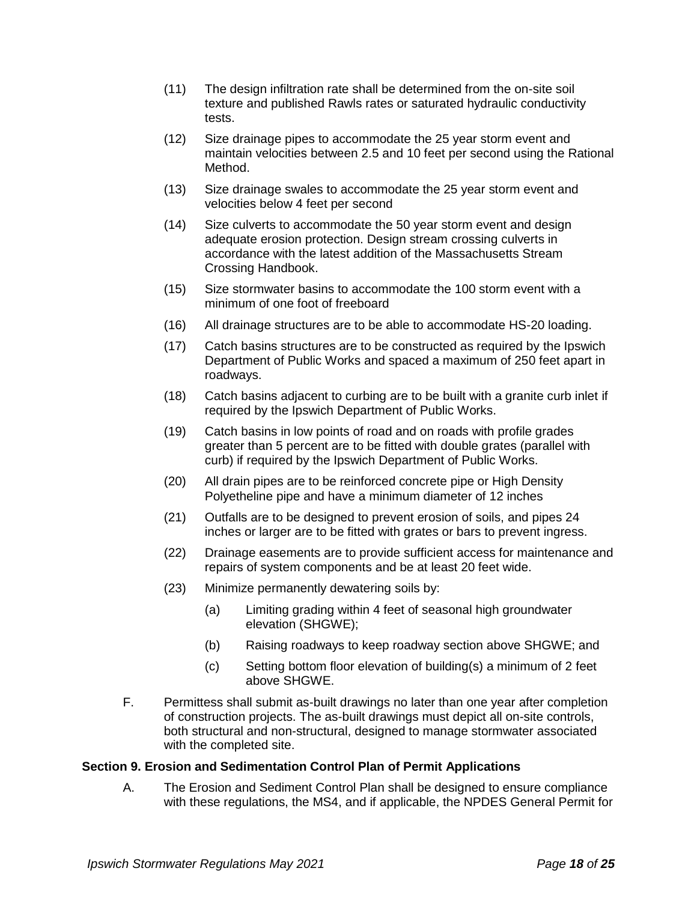(11) The design infiltration rate shall be determined from the on-site soil texture and published Rawls rates or saturated hydraulic conductivity tests.

(12) Size drainage pipes to accommodate the 25 year storm event and maintain velocities between 2.5 and 10 feet per second using the Rational Method.

(13) Size drainage swales to accommodate the 25 year storm event and velocities below 4 feet per second

(14) Size culverts to accommodate the 50 year storm event and design adequate erosion protection. Design stream crossing culverts in accordance with the latest addition of the Massachusetts Stream Crossing Handbook.

(15) Size stormwater basins to accommodate the 100 storm event with a minimum of one foot of freeboard

(16) All drainage structures are to be able to accommodate HS-20 loading.

(17) Catch basins structures are to be constructed as required by the Ipswich Department of Public Works and spaced a maximum of 250 feet apart in roadways.

(18) Catch basins adjacent to curbing are to be built with a granite curb inlet if required by the Ipswich Department of Public Works.

(19) Catch basins in low points of road and on roads with profile grades greater than 5 percent are to be fitted with double grates (parallel with curb) if required by the Ipswich Department of Public Works.

(20) All drain pipes are to be reinforced concrete pipe or High Density Polyetheline pipe and have a minimum diameter of 12 inches

(21) Outfalls are to be designed to prevent erosion of soils, and pipes 24 inches or larger are to be fitted with grates or bars to prevent ingress.

(22) Drainage easements are to provide sufficient access for maintenance and repairs of system components and be at least 20 feet wide.

(23) Minimize permanently dewatering soils by:

   (a) Limiting grading within 4 feet of seasonal high groundwater elevation (SHGWE);

   (b) Raising roadways to keep roadway section above SHGWE; and

   (c) Setting bottom floor elevation of building(s) a minimum of 2 feet above SHGWE.

F. Permittess shall submit as-built drawings no later than one year after completion of construction projects. The as-built drawings must depict all on-site controls, both structural and non-structural, designed to manage stormwater associated with the completed site.

**Section 9. Erosion and Sedimentation Control Plan of Permit Applications**

A. The Erosion and Sediment Control Plan shall be designed to ensure compliance with these regulations, the MS4, and if applicable, the NPDES General Permit for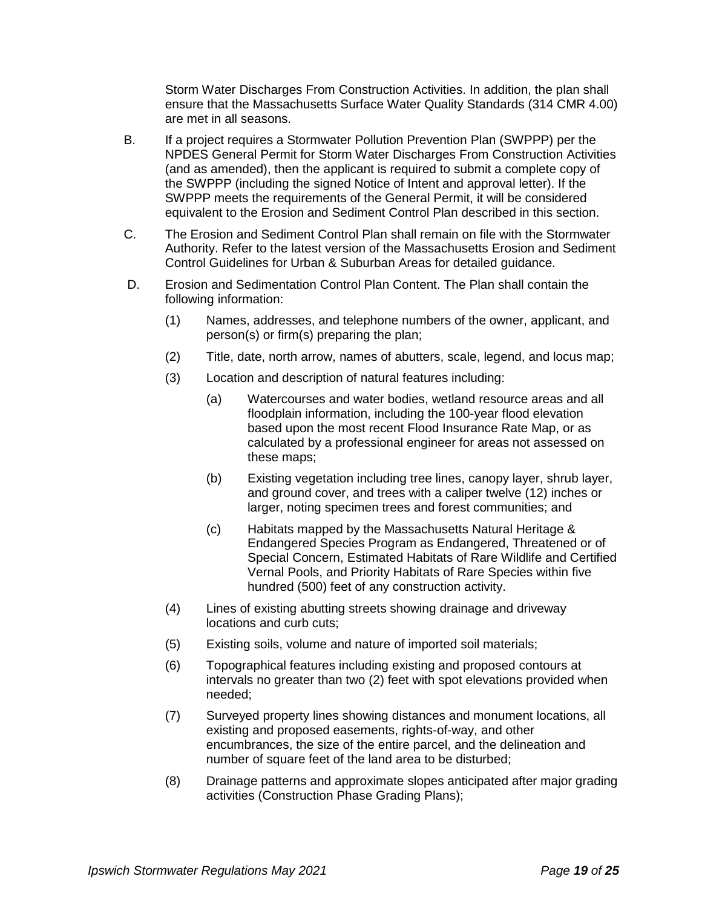Storm Water Discharges From Construction Activities. In addition, the plan shall ensure that the Massachusetts Surface Water Quality Standards (314 CMR 4.00) are met in all seasons.

B. If a project requires a Stormwater Pollution Prevention Plan (SWPPP) per the NPDES General Permit for Storm Water Discharges From Construction Activities (and as amended), then the applicant is required to submit a complete copy of the SWPPP (including the signed Notice of Intent and approval letter). If the SWPPP meets the requirements of the General Permit, it will be considered equivalent to the Erosion and Sediment Control Plan described in this section.

C. The Erosion and Sediment Control Plan shall remain on file with the Stormwater Authority. Refer to the latest version of the Massachusetts Erosion and Sediment Control Guidelines for Urban & Suburban Areas for detailed guidance.

D. Erosion and Sedimentation Control Plan Content. The Plan shall contain the following information:

(1) Names, addresses, and telephone numbers of the owner, applicant, and person(s) or firm(s) preparing the plan;

(2) Title, date, north arrow, names of abutters, scale, legend, and locus map;

(3) Location and description of natural features including:

(a) Watercourses and water bodies, wetland resource areas and all floodplain information, including the 100-year flood elevation based upon the most recent Flood Insurance Rate Map, or as calculated by a professional engineer for areas not assessed on these maps;

(b) Existing vegetation including tree lines, canopy layer, shrub layer, and ground cover, and trees with a caliper twelve (12) inches or larger, noting specimen trees and forest communities; and

(c) Habitats mapped by the Massachusetts Natural Heritage & Endangered Species Program as Endangered, Threatened or of Special Concern, Estimated Habitats of Rare Wildlife and Certified Vernal Pools, and Priority Habitats of Rare Species within five hundred (500) feet of any construction activity.

(4) Lines of existing abutting streets showing drainage and driveway locations and curb cuts;

(5) Existing soils, volume and nature of imported soil materials;

(6) Topographical features including existing and proposed contours at intervals no greater than two (2) feet with spot elevations provided when needed;

(7) Surveyed property lines showing distances and monument locations, all existing and proposed easements, rights-of-way, and other encumbrances, the size of the entire parcel, and the delineation and number of square feet of the land area to be disturbed;

(8) Drainage patterns and approximate slopes anticipated after major grading activities (Construction Phase Grading Plans);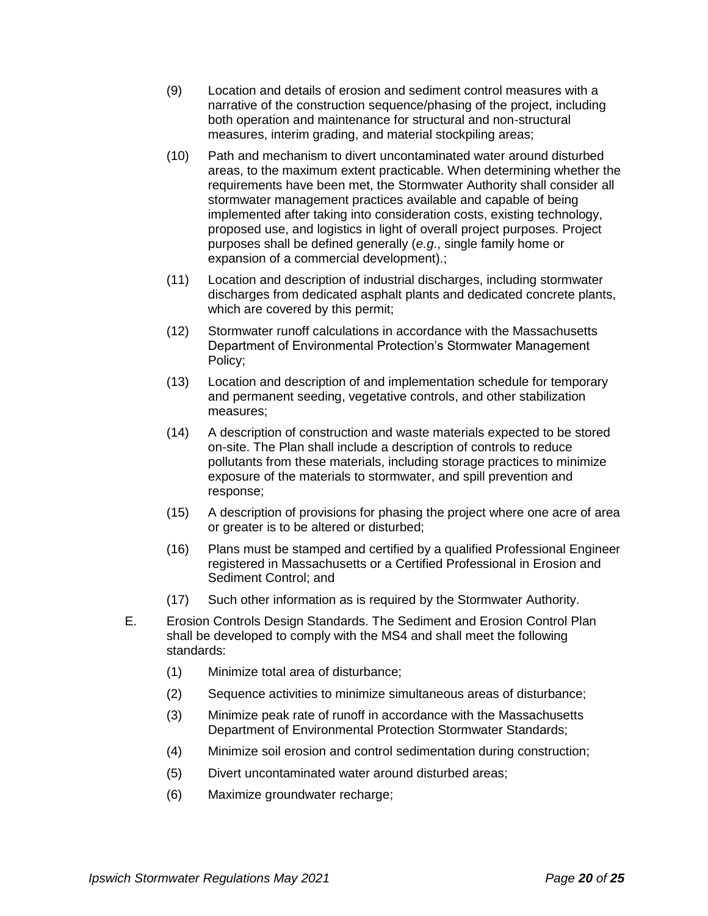(9) Location and details of erosion and sediment control measures with a narrative of the construction sequence/phasing of the project, including both operation and maintenance for structural and non-structural measures, interim grading, and material stockpiling areas;

(10) Path and mechanism to divert uncontaminated water around disturbed areas, to the maximum extent practicable. When determining whether the requirements have been met, the Stormwater Authority shall consider all stormwater management practices available and capable of being implemented after taking into consideration costs, existing technology, proposed use, and logistics in light of overall project purposes. Project purposes shall be defined generally (*e.g*., single family home or expansion of a commercial development).;

(11) Location and description of industrial discharges, including stormwater discharges from dedicated asphalt plants and dedicated concrete plants, which are covered by this permit;

(12) Stormwater runoff calculations in accordance with the Massachusetts Department of Environmental Protection's Stormwater Management Policy;

(13) Location and description of and implementation schedule for temporary and permanent seeding, vegetative controls, and other stabilization measures;

(14) A description of construction and waste materials expected to be stored on-site. The Plan shall include a description of controls to reduce pollutants from these materials, including storage practices to minimize exposure of the materials to stormwater, and spill prevention and response;

(15) A description of provisions for phasing the project where one acre of area or greater is to be altered or disturbed;

(16) Plans must be stamped and certified by a qualified Professional Engineer registered in Massachusetts or a Certified Professional in Erosion and Sediment Control; and

(17) Such other information as is required by the Stormwater Authority.

E. Erosion Controls Design Standards. The Sediment and Erosion Control Plan shall be developed to comply with the MS4 and shall meet the following standards:

(1) Minimize total area of disturbance;

(2) Sequence activities to minimize simultaneous areas of disturbance;

(3) Minimize peak rate of runoff in accordance with the Massachusetts Department of Environmental Protection Stormwater Standards;

(4) Minimize soil erosion and control sedimentation during construction;

(5) Divert uncontaminated water around disturbed areas;

(6) Maximize groundwater recharge;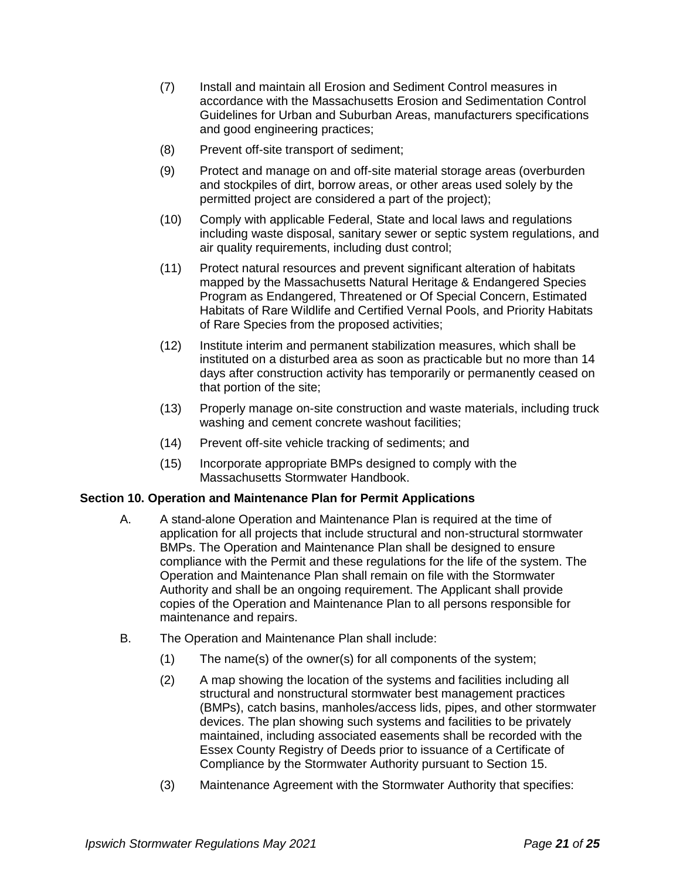(7) Install and maintain all Erosion and Sediment Control measures in accordance with the Massachusetts Erosion and Sedimentation Control Guidelines for Urban and Suburban Areas, manufacturers specifications and good engineering practices;

(8) Prevent off-site transport of sediment;

(9) Protect and manage on and off-site material storage areas (overburden and stockpiles of dirt, borrow areas, or other areas used solely by the permitted project are considered a part of the project);

(10) Comply with applicable Federal, State and local laws and regulations including waste disposal, sanitary sewer or septic system regulations, and air quality requirements, including dust control;

(11) Protect natural resources and prevent significant alteration of habitats mapped by the Massachusetts Natural Heritage & Endangered Species Program as Endangered, Threatened or Of Special Concern, Estimated Habitats of Rare Wildlife and Certified Vernal Pools, and Priority Habitats of Rare Species from the proposed activities;

(12) Institute interim and permanent stabilization measures, which shall be instituted on a disturbed area as soon as practicable but no more than 14 days after construction activity has temporarily or permanently ceased on that portion of the site;

(13) Properly manage on-site construction and waste materials, including truck washing and cement concrete washout facilities;

(14) Prevent off-site vehicle tracking of sediments; and

(15) Incorporate appropriate BMPs designed to comply with the Massachusetts Stormwater Handbook.

**Section 10. Operation and Maintenance Plan for Permit Applications**

A. A stand-alone Operation and Maintenance Plan is required at the time of application for all projects that include structural and non-structural stormwater BMPs. The Operation and Maintenance Plan shall be designed to ensure compliance with the Permit and these regulations for the life of the system. The Operation and Maintenance Plan shall remain on file with the Stormwater Authority and shall be an ongoing requirement. The Applicant shall provide copies of the Operation and Maintenance Plan to all persons responsible for maintenance and repairs.

B. The Operation and Maintenance Plan shall include:

(1) The name(s) of the owner(s) for all components of the system;

(2) A map showing the location of the systems and facilities including all structural and nonstructural stormwater best management practices (BMPs), catch basins, manholes/access lids, pipes, and other stormwater devices. The plan showing such systems and facilities to be privately maintained, including associated easements shall be recorded with the Essex County Registry of Deeds prior to issuance of a Certificate of Compliance by the Stormwater Authority pursuant to Section 15.

(3) Maintenance Agreement with the Stormwater Authority that specifies: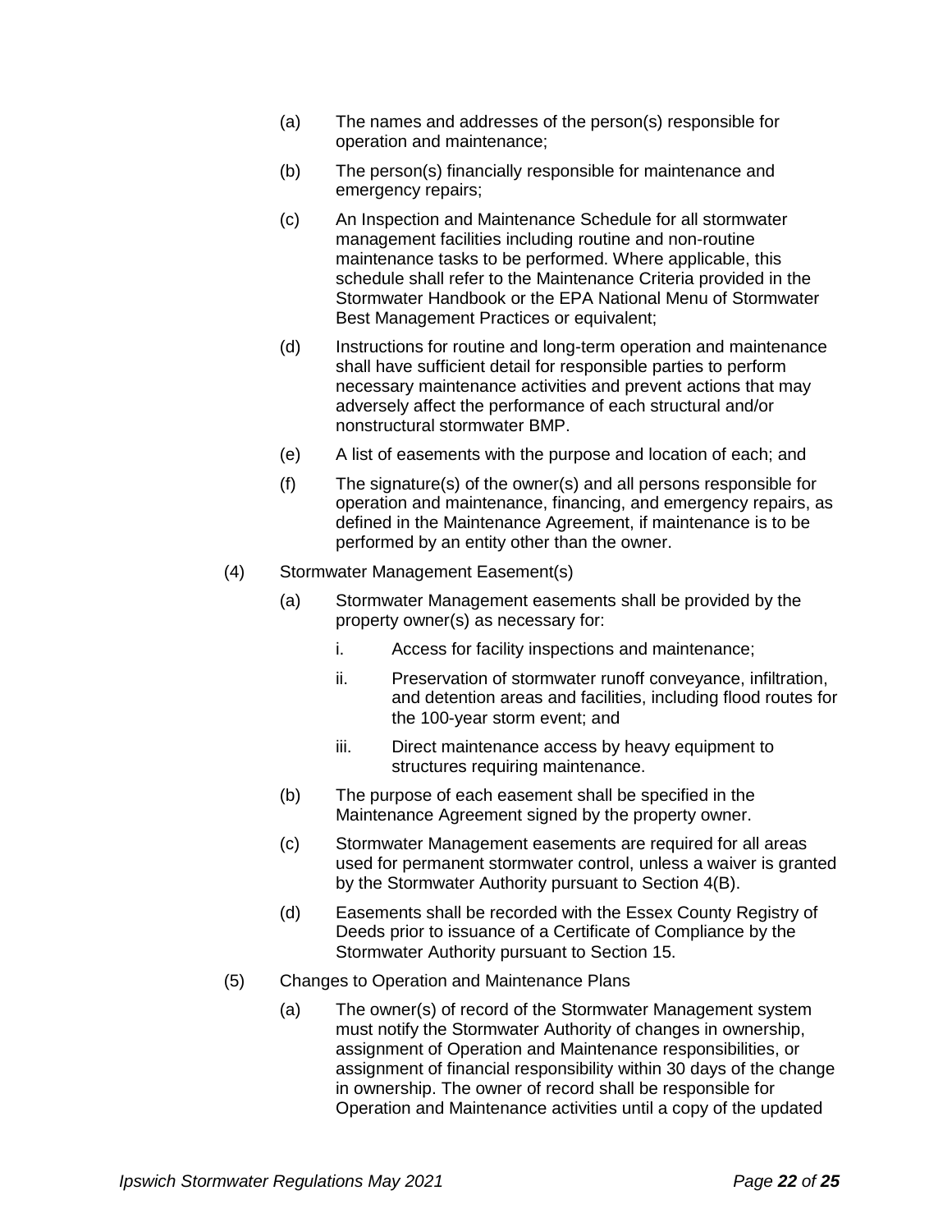(a) The names and addresses of the person(s) responsible for operation and maintenance;

(b) The person(s) financially responsible for maintenance and emergency repairs;

(c) An Inspection and Maintenance Schedule for all stormwater management facilities including routine and non-routine maintenance tasks to be performed. Where applicable, this schedule shall refer to the Maintenance Criteria provided in the Stormwater Handbook or the EPA National Menu of Stormwater Best Management Practices or equivalent;

(d) Instructions for routine and long-term operation and maintenance shall have sufficient detail for responsible parties to perform necessary maintenance activities and prevent actions that may adversely affect the performance of each structural and/or nonstructural stormwater BMP.

(e) A list of easements with the purpose and location of each; and

(f) The signature(s) of the owner(s) and all persons responsible for operation and maintenance, financing, and emergency repairs, as defined in the Maintenance Agreement, if maintenance is to be performed by an entity other than the owner.

(4) Stormwater Management Easement(s)

(a) Stormwater Management easements shall be provided by the property owner(s) as necessary for:

i. Access for facility inspections and maintenance;

ii. Preservation of stormwater runoff conveyance, infiltration, and detention areas and facilities, including flood routes for the 100-year storm event; and

iii. Direct maintenance access by heavy equipment to structures requiring maintenance.

(b) The purpose of each easement shall be specified in the Maintenance Agreement signed by the property owner.

(c) Stormwater Management easements are required for all areas used for permanent stormwater control, unless a waiver is granted by the Stormwater Authority pursuant to Section 4(B).

(d) Easements shall be recorded with the Essex County Registry of Deeds prior to issuance of a Certificate of Compliance by the Stormwater Authority pursuant to Section 15.

(5) Changes to Operation and Maintenance Plans

(a) The owner(s) of record of the Stormwater Management system must notify the Stormwater Authority of changes in ownership, assignment of Operation and Maintenance responsibilities, or assignment of financial responsibility within 30 days of the change in ownership. The owner of record shall be responsible for Operation and Maintenance activities until a copy of the updated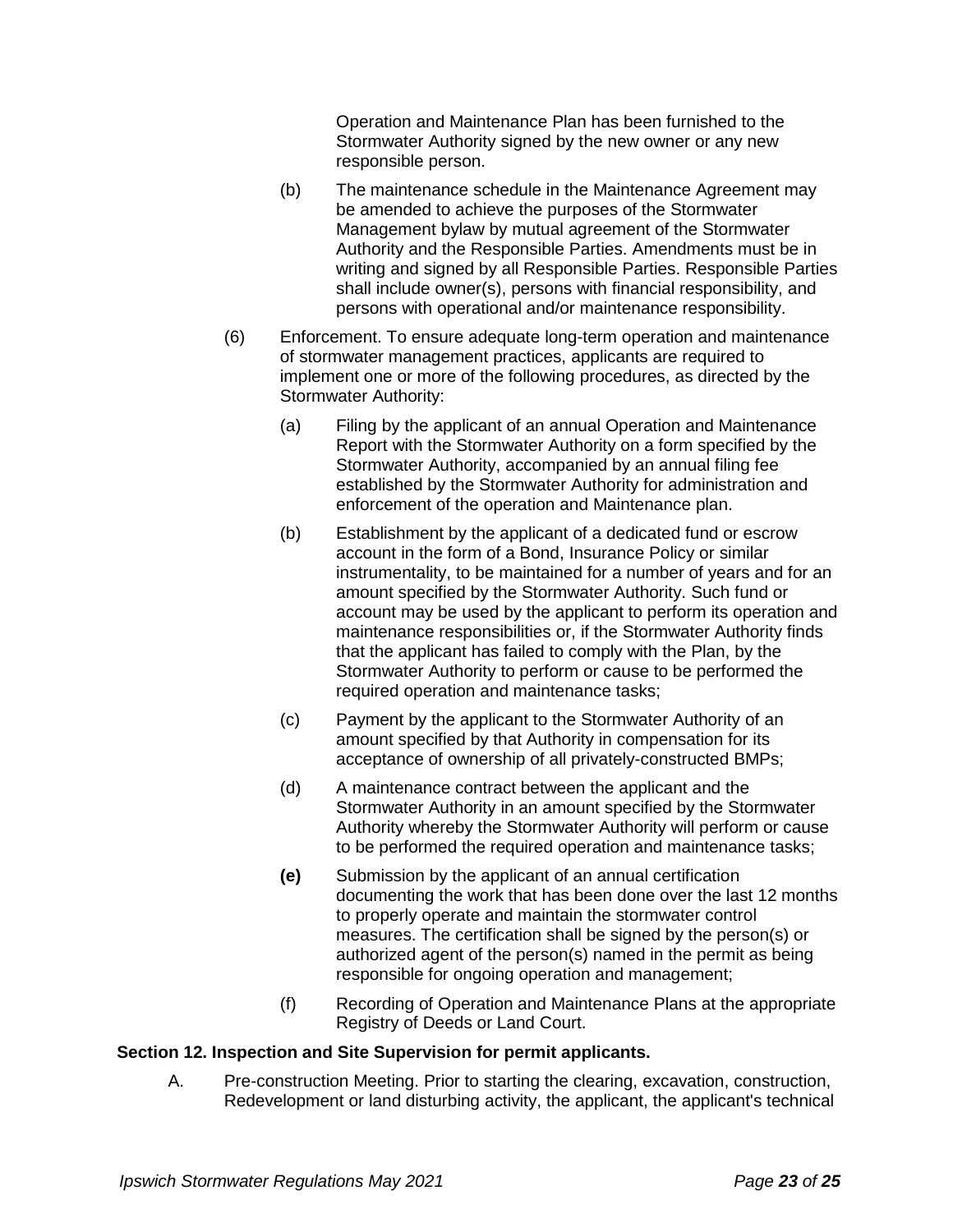Operation and Maintenance Plan has been furnished to the Stormwater Authority signed by the new owner or any new responsible person.

(b) The maintenance schedule in the Maintenance Agreement may be amended to achieve the purposes of the Stormwater Management bylaw by mutual agreement of the Stormwater Authority and the Responsible Parties. Amendments must be in writing and signed by all Responsible Parties. Responsible Parties shall include owner(s), persons with financial responsibility, and persons with operational and/or maintenance responsibility.

(6) Enforcement. To ensure adequate long-term operation and maintenance of stormwater management practices, applicants are required to implement one or more of the following procedures, as directed by the Stormwater Authority:

(a) Filing by the applicant of an annual Operation and Maintenance Report with the Stormwater Authority on a form specified by the Stormwater Authority, accompanied by an annual filing fee established by the Stormwater Authority for administration and enforcement of the operation and Maintenance plan.

(b) Establishment by the applicant of a dedicated fund or escrow account in the form of a Bond, Insurance Policy or similar instrumentality, to be maintained for a number of years and for an amount specified by the Stormwater Authority. Such fund or account may be used by the applicant to perform its operation and maintenance responsibilities or, if the Stormwater Authority finds that the applicant has failed to comply with the Plan, by the Stormwater Authority to perform or cause to be performed the required operation and maintenance tasks;

(c) Payment by the applicant to the Stormwater Authority of an amount specified by that Authority in compensation for its acceptance of ownership of all privately-constructed BMPs;

(d) A maintenance contract between the applicant and the Stormwater Authority in an amount specified by the Stormwater Authority whereby the Stormwater Authority will perform or cause to be performed the required operation and maintenance tasks;

**(e)** Submission by the applicant of an annual certification documenting the work that has been done over the last 12 months to properly operate and maintain the stormwater control measures. The certification shall be signed by the person(s) or authorized agent of the person(s) named in the permit as being responsible for ongoing operation and management;

(f) Recording of Operation and Maintenance Plans at the appropriate Registry of Deeds or Land Court.

**Section 12. Inspection and Site Supervision for permit applicants.**

A. Pre-construction Meeting. Prior to starting the clearing, excavation, construction, Redevelopment or land disturbing activity, the applicant, the applicant's technical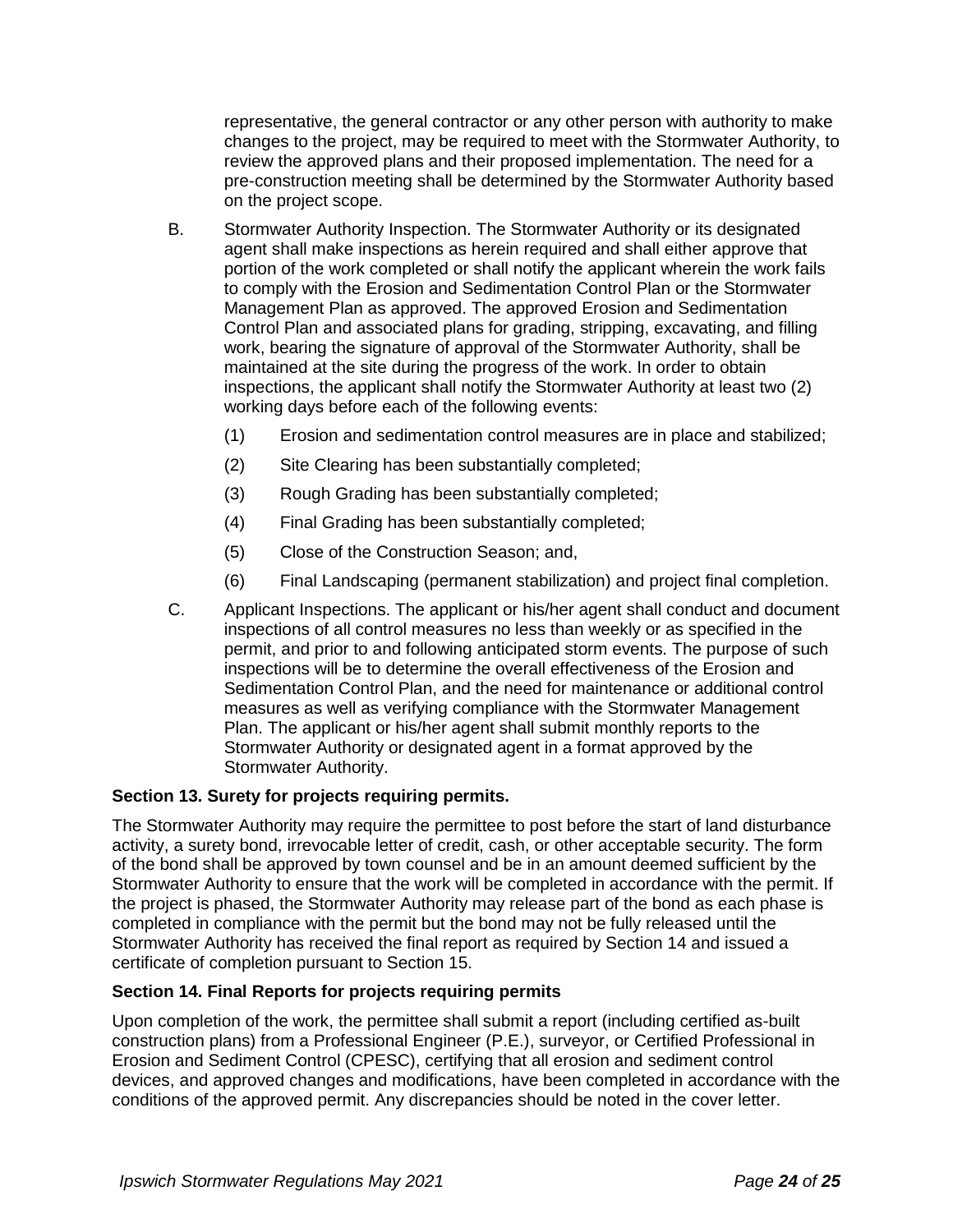representative, the general contractor or any other person with authority to make changes to the project, may be required to meet with the Stormwater Authority, to review the approved plans and their proposed implementation. The need for a pre-construction meeting shall be determined by the Stormwater Authority based on the project scope.

B. Stormwater Authority Inspection. The Stormwater Authority or its designated agent shall make inspections as herein required and shall either approve that portion of the work completed or shall notify the applicant wherein the work fails to comply with the Erosion and Sedimentation Control Plan or the Stormwater Management Plan as approved. The approved Erosion and Sedimentation Control Plan and associated plans for grading, stripping, excavating, and filling work, bearing the signature of approval of the Stormwater Authority, shall be maintained at the site during the progress of the work. In order to obtain inspections, the applicant shall notify the Stormwater Authority at least two (2) working days before each of the following events:

   (1) Erosion and sedimentation control measures are in place and stabilized;

   (2) Site Clearing has been substantially completed;

   (3) Rough Grading has been substantially completed;

   (4) Final Grading has been substantially completed;

   (5) Close of the Construction Season; and,

   (6) Final Landscaping (permanent stabilization) and project final completion.

C. Applicant Inspections. The applicant or his/her agent shall conduct and document inspections of all control measures no less than weekly or as specified in the permit, and prior to and following anticipated storm events. The purpose of such inspections will be to determine the overall effectiveness of the Erosion and Sedimentation Control Plan, and the need for maintenance or additional control measures as well as verifying compliance with the Stormwater Management Plan. The applicant or his/her agent shall submit monthly reports to the Stormwater Authority or designated agent in a format approved by the Stormwater Authority.

**Section 13. Surety for projects requiring permits.**

The Stormwater Authority may require the permittee to post before the start of land disturbance activity, a surety bond, irrevocable letter of credit, cash, or other acceptable security. The form of the bond shall be approved by town counsel and be in an amount deemed sufficient by the Stormwater Authority to ensure that the work will be completed in accordance with the permit. If the project is phased, the Stormwater Authority may release part of the bond as each phase is completed in compliance with the permit but the bond may not be fully released until the Stormwater Authority has received the final report as required by Section 14 and issued a certificate of completion pursuant to Section 15.

**Section 14. Final Reports for projects requiring permits**

Upon completion of the work, the permittee shall submit a report (including certified as-built construction plans) from a Professional Engineer (P.E.), surveyor, or Certified Professional in Erosion and Sediment Control (CPESC), certifying that all erosion and sediment control devices, and approved changes and modifications, have been completed in accordance with the conditions of the approved permit. Any discrepancies should be noted in the cover letter.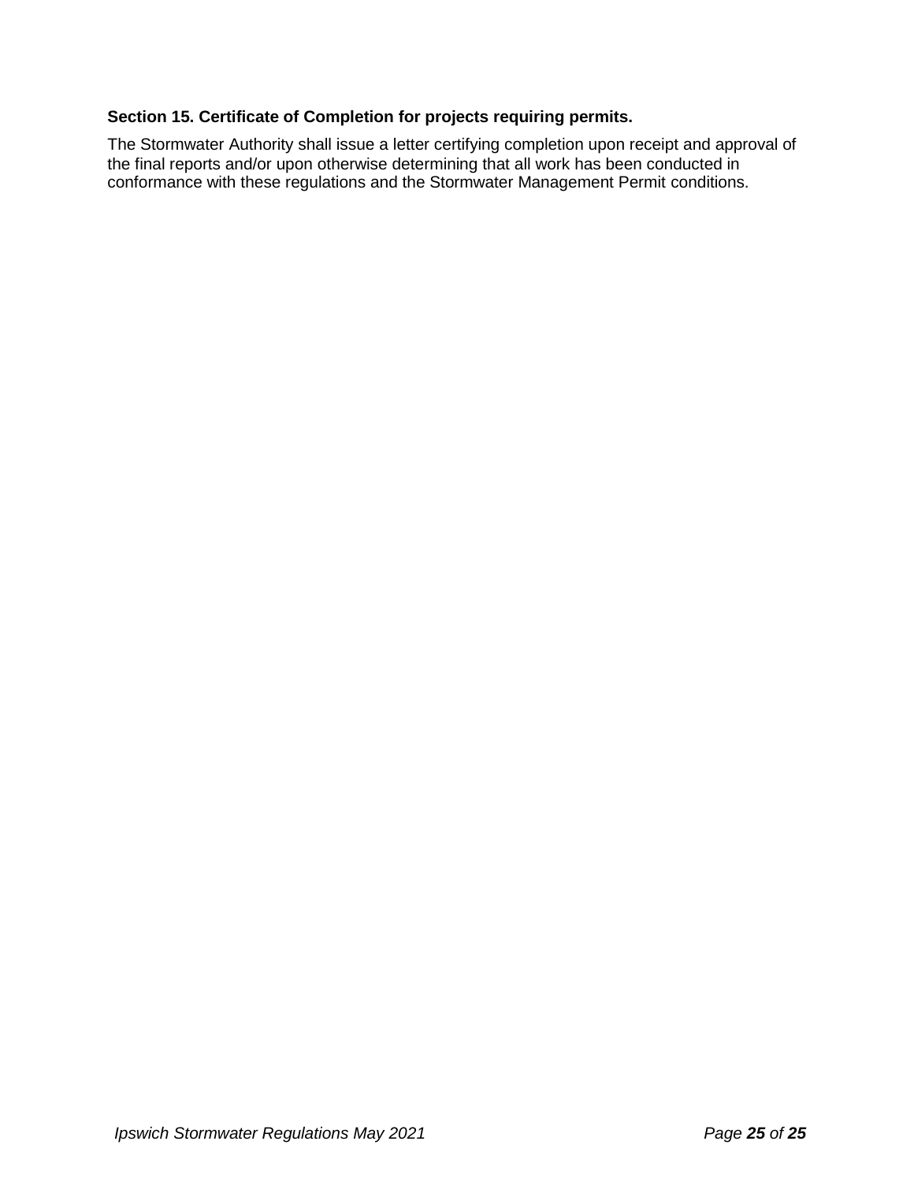**Section 15. Certificate of Completion for projects requiring permits.**

The Stormwater Authority shall issue a letter certifying completion upon receipt and approval of the final reports and/or upon otherwise determining that all work has been conducted in conformance with these regulations and the Stormwater Management Permit conditions.